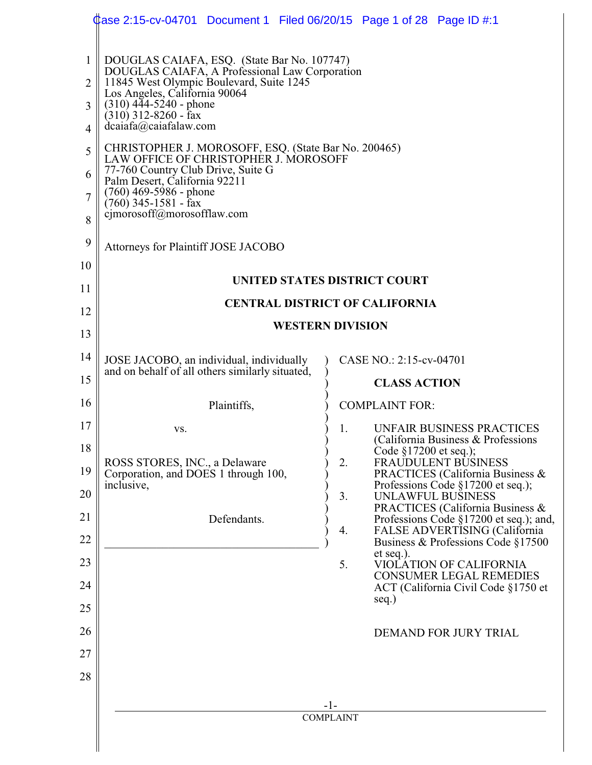DOUGLAS CAIAFA, ESQ. (State Bar No. 107747)
DOUGLAS CAIAFA, A Professional Law Corporation
11845 West Olympic Boulevard, Suite 1245
Los Angeles, California 90064
(310) 444-5240 - phone
(310) 312-8260 - fax
dcaiafa@caiafalaw.com

CHRISTOPHER J. MOROSOFF, ESQ. (State Bar No. 200465)
LAW OFFICE OF CHRISTOPHER J. MOROSOFF
77-760 Country Club Drive, Suite G
Palm Desert, California 92211
(760) 469-5986 - phone
(760) 345-1581 - fax
cjmorosoff@morosofflaw.com

Attorneys for Plaintiff JOSE JACOBO

**UNITED STATES DISTRICT COURT**

**CENTRAL DISTRICT OF CALIFORNIA**

**WESTERN DIVISION**

JOSE JACOBO, an individual, individually and on behalf of all others similarly situated,

Plaintiffs,

vs.

ROSS STORES, INC., a Delaware Corporation, and DOES 1 through 100, inclusive,

Defendants.

CASE NO.: 2:15-cv-04701

**CLASS ACTION**

COMPLAINT FOR:

1. UNFAIR BUSINESS PRACTICES (California Business & Professions Code §17200 et seq.);
2. FRAUDULENT BUSINESS PRACTICES (California Business & Professions Code §17200 et seq.);
3. UNLAWFUL BUSINESS PRACTICES (California Business & Professions Code §17200 et seq.); and,
4. FALSE ADVERTISING (California Business & Professions Code §17500 et seq.).
5. VIOLATION OF CALIFORNIA CONSUMER LEGAL REMEDIES ACT (California Civil Code §1750 et seq.)

DEMAND FOR JURY TRIAL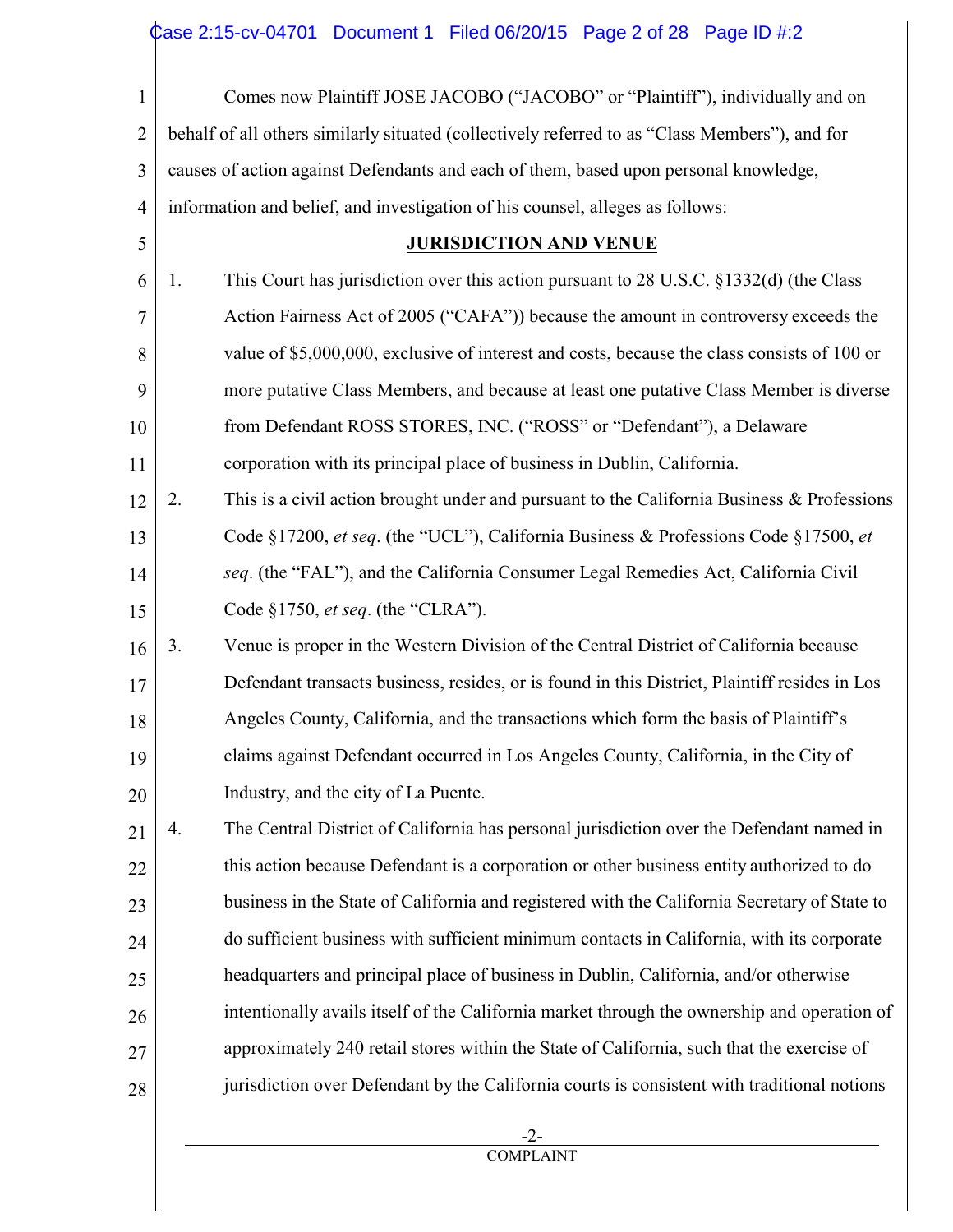Comes now Plaintiff JOSE JACOBO ("JACOBO" or "Plaintiff"), individually and on behalf of all others similarly situated (collectively referred to as "Class Members"), and for causes of action against Defendants and each of them, based upon personal knowledge, information and belief, and investigation of his counsel, alleges as follows:

## JURISDICTION AND VENUE

1. This Court has jurisdiction over this action pursuant to 28 U.S.C. §1332(d) (the Class Action Fairness Act of 2005 ("CAFA")) because the amount in controversy exceeds the value of $5,000,000, exclusive of interest and costs, because the class consists of 100 or more putative Class Members, and because at least one putative Class Member is diverse from Defendant ROSS STORES, INC. ("ROSS" or "Defendant"), a Delaware corporation with its principal place of business in Dublin, California.

2. This is a civil action brought under and pursuant to the California Business & Professions Code §17200, *et seq*. (the "UCL"), California Business & Professions Code §17500, *et seq*. (the "FAL"), and the California Consumer Legal Remedies Act, California Civil Code §1750, *et seq*. (the "CLRA").

3. Venue is proper in the Western Division of the Central District of California because Defendant transacts business, resides, or is found in this District, Plaintiff resides in Los Angeles County, California, and the transactions which form the basis of Plaintiff's claims against Defendant occurred in Los Angeles County, California, in the City of Industry, and the city of La Puente.

4. The Central District of California has personal jurisdiction over the Defendant named in this action because Defendant is a corporation or other business entity authorized to do business in the State of California and registered with the California Secretary of State to do sufficient business with sufficient minimum contacts in California, with its corporate headquarters and principal place of business in Dublin, California, and/or otherwise intentionally avails itself of the California market through the ownership and operation of approximately 240 retail stores within the State of California, such that the exercise of jurisdiction over Defendant by the California courts is consistent with traditional notions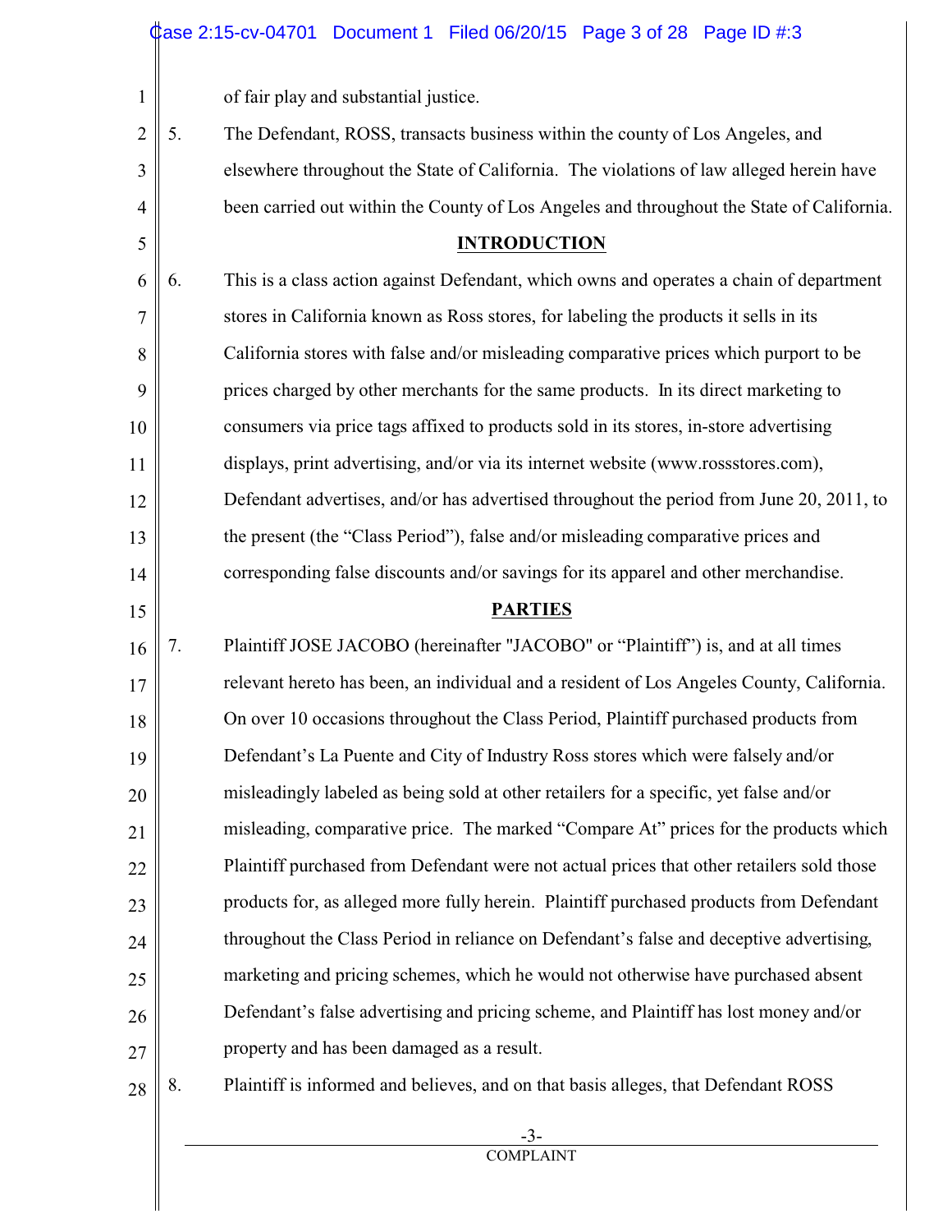of fair play and substantial justice.

5. The Defendant, ROSS, transacts business within the county of Los Angeles, and elsewhere throughout the State of California. The violations of law alleged herein have been carried out within the County of Los Angeles and throughout the State of California.

## INTRODUCTION

6. This is a class action against Defendant, which owns and operates a chain of department stores in California known as Ross stores, for labeling the products it sells in its California stores with false and/or misleading comparative prices which purport to be prices charged by other merchants for the same products. In its direct marketing to consumers via price tags affixed to products sold in its stores, in-store advertising displays, print advertising, and/or via its internet website (www.rossstores.com), Defendant advertises, and/or has advertised throughout the period from June 20, 2011, to the present (the "Class Period"), false and/or misleading comparative prices and corresponding false discounts and/or savings for its apparel and other merchandise.

## PARTIES

7. Plaintiff JOSE JACOBO (hereinafter "JACOBO" or "Plaintiff") is, and at all times relevant hereto has been, an individual and a resident of Los Angeles County, California. On over 10 occasions throughout the Class Period, Plaintiff purchased products from Defendant's La Puente and City of Industry Ross stores which were falsely and/or misleadingly labeled as being sold at other retailers for a specific, yet false and/or misleading, comparative price. The marked "Compare At" prices for the products which Plaintiff purchased from Defendant were not actual prices that other retailers sold those products for, as alleged more fully herein. Plaintiff purchased products from Defendant throughout the Class Period in reliance on Defendant's false and deceptive advertising, marketing and pricing schemes, which he would not otherwise have purchased absent Defendant's false advertising and pricing scheme, and Plaintiff has lost money and/or property and has been damaged as a result.

8. Plaintiff is informed and believes, and on that basis alleges, that Defendant ROSS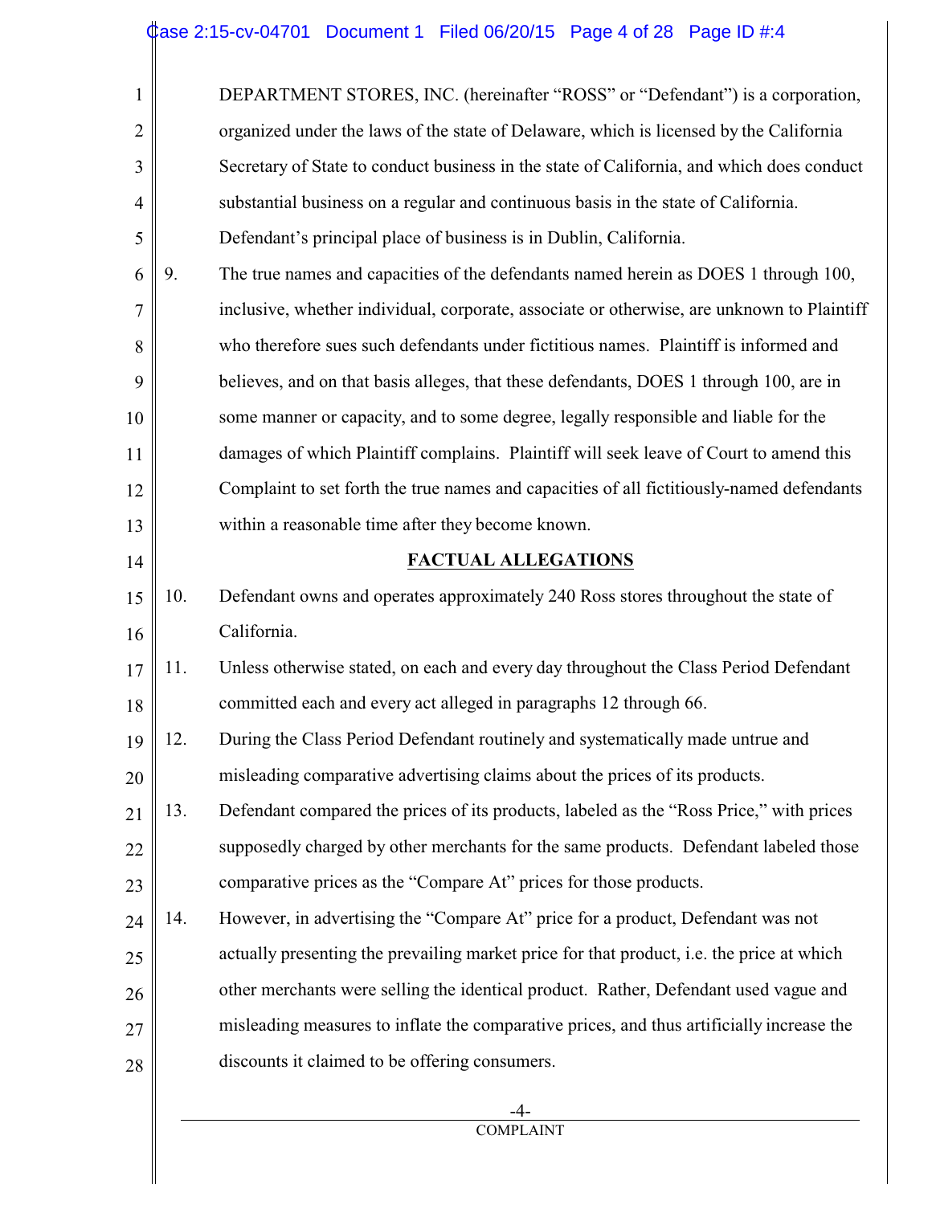DEPARTMENT STORES, INC. (hereinafter "ROSS" or "Defendant") is a corporation, organized under the laws of the state of Delaware, which is licensed by the California Secretary of State to conduct business in the state of California, and which does conduct substantial business on a regular and continuous basis in the state of California. Defendant's principal place of business is in Dublin, California.

9. The true names and capacities of the defendants named herein as DOES 1 through 100, inclusive, whether individual, corporate, associate or otherwise, are unknown to Plaintiff who therefore sues such defendants under fictitious names. Plaintiff is informed and believes, and on that basis alleges, that these defendants, DOES 1 through 100, are in some manner or capacity, and to some degree, legally responsible and liable for the damages of which Plaintiff complains. Plaintiff will seek leave of Court to amend this Complaint to set forth the true names and capacities of all fictitiously-named defendants within a reasonable time after they become known.

## FACTUAL ALLEGATIONS

10. Defendant owns and operates approximately 240 Ross stores throughout the state of California.

11. Unless otherwise stated, on each and every day throughout the Class Period Defendant committed each and every act alleged in paragraphs 12 through 66.

12. During the Class Period Defendant routinely and systematically made untrue and misleading comparative advertising claims about the prices of its products.

13. Defendant compared the prices of its products, labeled as the "Ross Price," with prices supposedly charged by other merchants for the same products. Defendant labeled those comparative prices as the "Compare At" prices for those products.

14. However, in advertising the "Compare At" price for a product, Defendant was not actually presenting the prevailing market price for that product, i.e. the price at which other merchants were selling the identical product. Rather, Defendant used vague and misleading measures to inflate the comparative prices, and thus artificially increase the discounts it claimed to be offering consumers.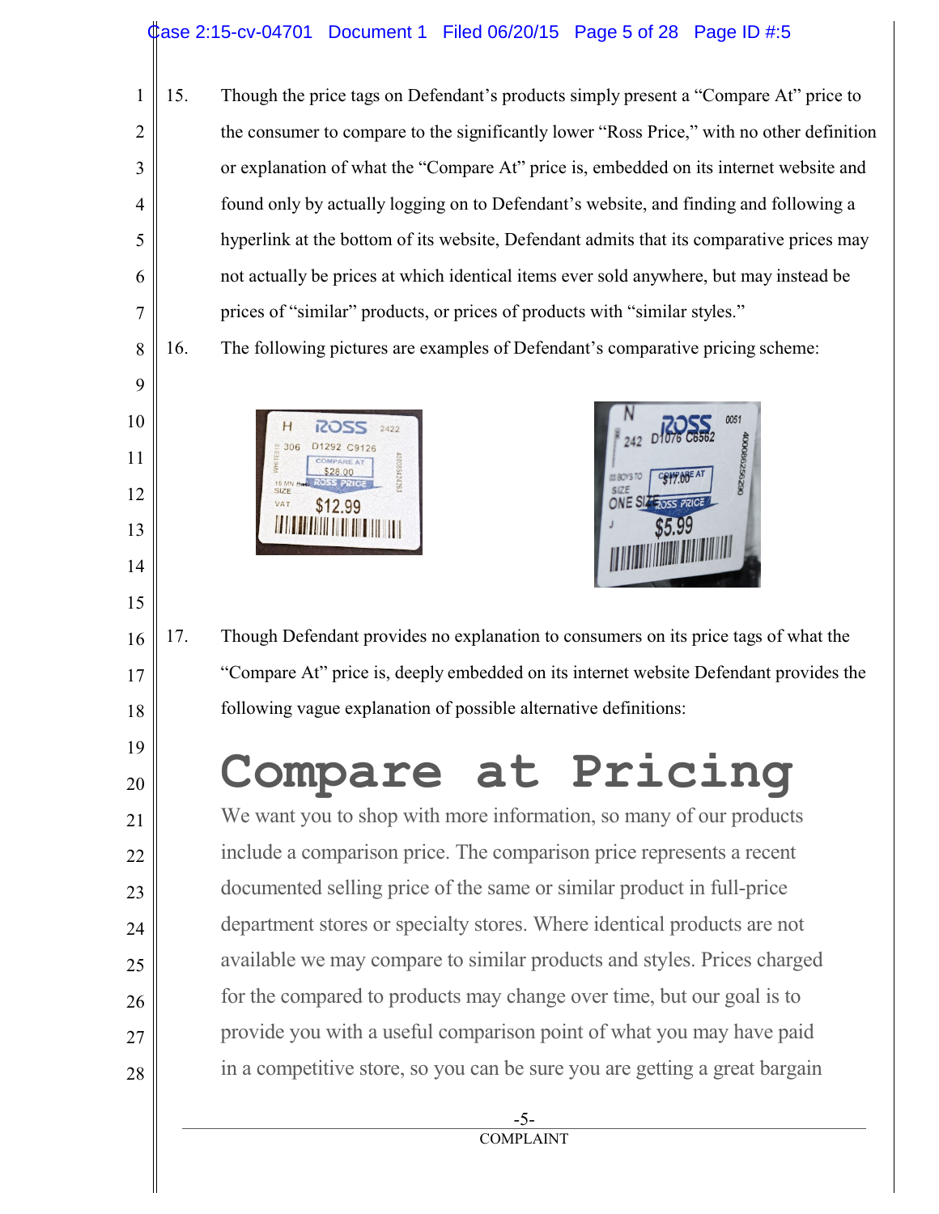15. Though the price tags on Defendant's products simply present a "Compare At" price to the consumer to compare to the significantly lower "Ross Price," with no other definition or explanation of what the "Compare At" price is, embedded on its internet website and found only by actually logging on to Defendant's website, and finding and following a hyperlink at the bottom of its website, Defendant admits that its comparative prices may not actually be prices at which identical items ever sold anywhere, but may instead be prices of "similar" products, or prices of products with "similar styles."

16. The following pictures are examples of Defendant's comparative pricing scheme:

17. Though Defendant provides no explanation to consumers on its price tags of what the "Compare At" price is, deeply embedded on its internet website Defendant provides the following vague explanation of possible alternative definitions:

# Compare at Pricing

We want you to shop with more information, so many of our products include a comparison price. The comparison price represents a recent documented selling price of the same or similar product in full-price department stores or specialty stores. Where identical products are not available we may compare to similar products and styles. Prices charged for the compared to products may change over time, but our goal is to provide you with a useful comparison point of what you may have paid in a competitive store, so you can be sure you are getting a great bargain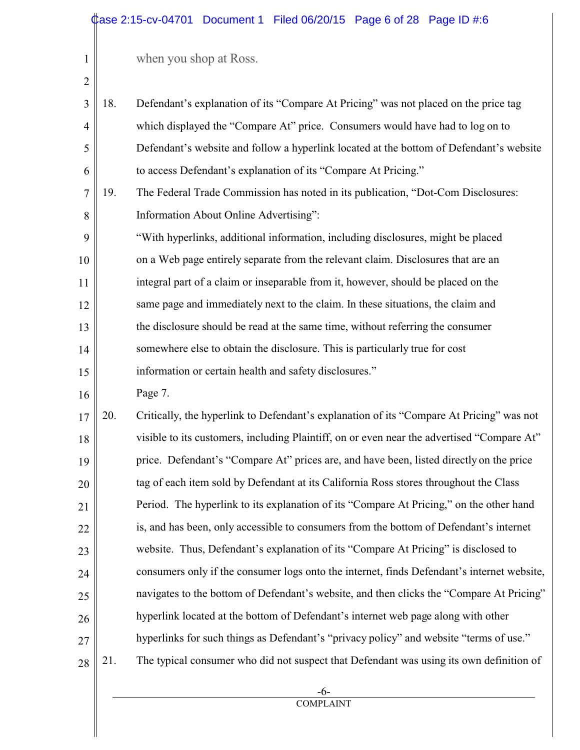when you shop at Ross.

18. Defendant's explanation of its "Compare At Pricing" was not placed on the price tag which displayed the "Compare At" price. Consumers would have had to log on to Defendant's website and follow a hyperlink located at the bottom of Defendant's website to access Defendant's explanation of its "Compare At Pricing."

19. The Federal Trade Commission has noted in its publication, "Dot-Com Disclosures: Information About Online Advertising":

   "With hyperlinks, additional information, including disclosures, might be placed on a Web page entirely separate from the relevant claim. Disclosures that are an integral part of a claim or inseparable from it, however, should be placed on the same page and immediately next to the claim. In these situations, the claim and the disclosure should be read at the same time, without referring the consumer somewhere else to obtain the disclosure. This is particularly true for cost information or certain health and safety disclosures."

   Page 7.

20. Critically, the hyperlink to Defendant's explanation of its "Compare At Pricing" was not visible to its customers, including Plaintiff, on or even near the advertised "Compare At" price. Defendant's "Compare At" prices are, and have been, listed directly on the price tag of each item sold by Defendant at its California Ross stores throughout the Class Period. The hyperlink to its explanation of its "Compare At Pricing," on the other hand is, and has been, only accessible to consumers from the bottom of Defendant's internet website. Thus, Defendant's explanation of its "Compare At Pricing" is disclosed to consumers only if the consumer logs onto the internet, finds Defendant's internet website, navigates to the bottom of Defendant's website, and then clicks the "Compare At Pricing" hyperlink located at the bottom of Defendant's internet web page along with other hyperlinks for such things as Defendant's "privacy policy" and website "terms of use."

21. The typical consumer who did not suspect that Defendant was using its own definition of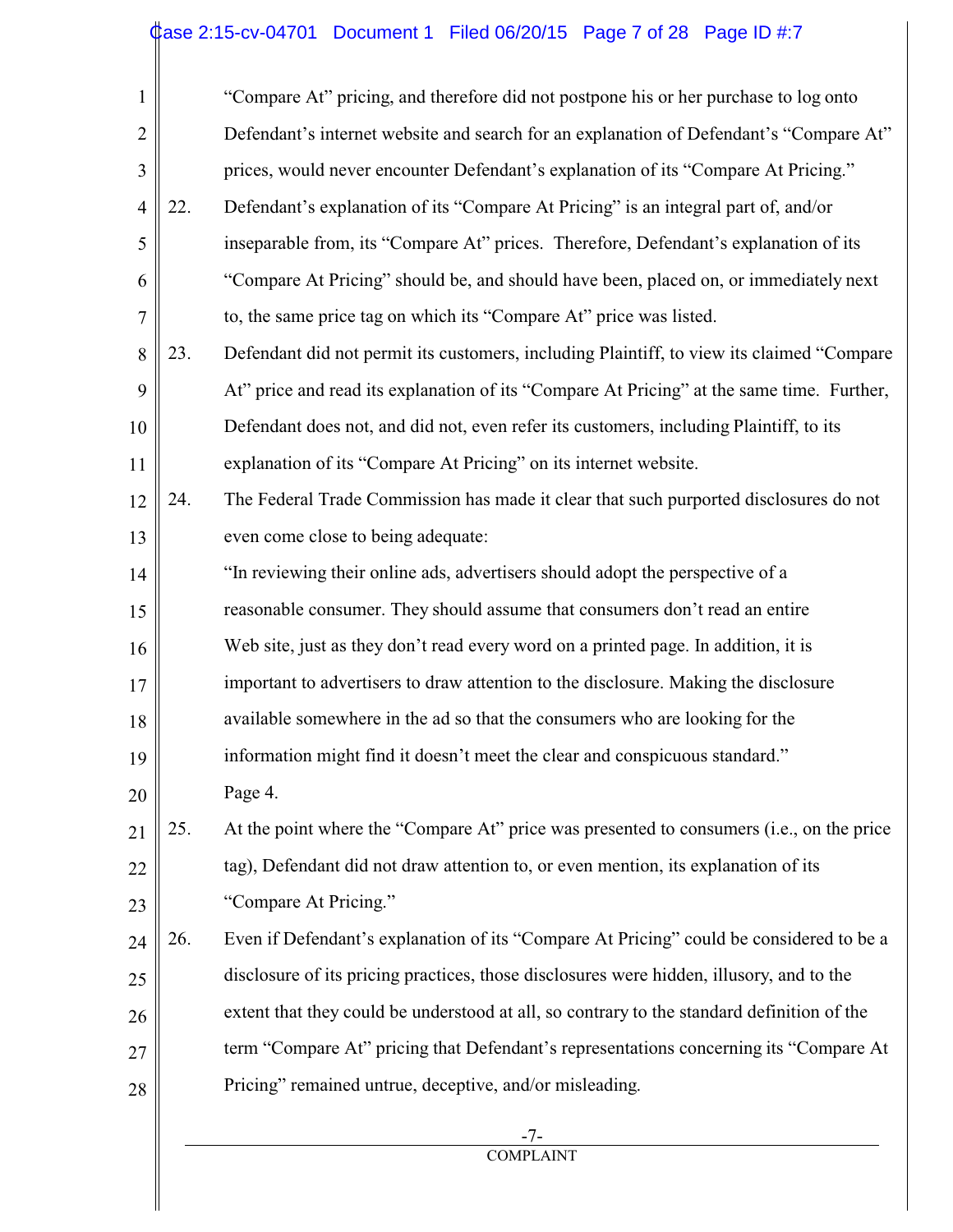"Compare At" pricing, and therefore did not postpone his or her purchase to log onto Defendant's internet website and search for an explanation of Defendant's "Compare At" prices, would never encounter Defendant's explanation of its "Compare At Pricing."

22. Defendant's explanation of its "Compare At Pricing" is an integral part of, and/or inseparable from, its "Compare At" prices. Therefore, Defendant's explanation of its "Compare At Pricing" should be, and should have been, placed on, or immediately next to, the same price tag on which its "Compare At" price was listed.

23. Defendant did not permit its customers, including Plaintiff, to view its claimed "Compare At" price and read its explanation of its "Compare At Pricing" at the same time. Further, Defendant does not, and did not, even refer its customers, including Plaintiff, to its explanation of its "Compare At Pricing" on its internet website.

24. The Federal Trade Commission has made it clear that such purported disclosures do not even come close to being adequate:

"In reviewing their online ads, advertisers should adopt the perspective of a reasonable consumer. They should assume that consumers don't read an entire Web site, just as they don't read every word on a printed page. In addition, it is important to advertisers to draw attention to the disclosure. Making the disclosure available somewhere in the ad so that the consumers who are looking for the information might find it doesn't meet the clear and conspicuous standard." Page 4.

25. At the point where the "Compare At" price was presented to consumers (i.e., on the price tag), Defendant did not draw attention to, or even mention, its explanation of its "Compare At Pricing."

26. Even if Defendant's explanation of its "Compare At Pricing" could be considered to be a disclosure of its pricing practices, those disclosures were hidden, illusory, and to the extent that they could be understood at all, so contrary to the standard definition of the term "Compare At" pricing that Defendant's representations concerning its "Compare At Pricing" remained untrue, deceptive, and/or misleading.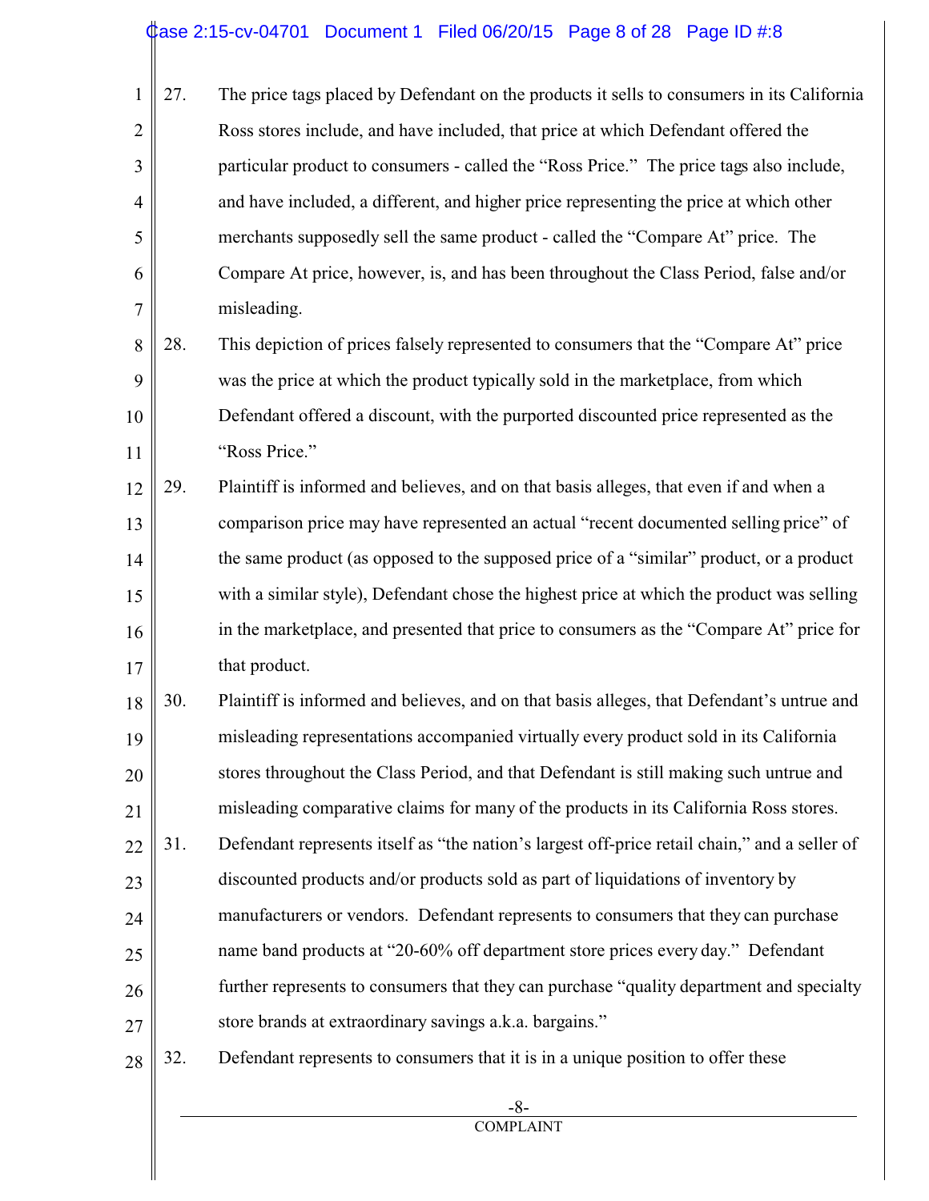27. The price tags placed by Defendant on the products it sells to consumers in its California Ross stores include, and have included, that price at which Defendant offered the particular product to consumers - called the "Ross Price." The price tags also include, and have included, a different, and higher price representing the price at which other merchants supposedly sell the same product - called the "Compare At" price. The Compare At price, however, is, and has been throughout the Class Period, false and/or misleading.

28. This depiction of prices falsely represented to consumers that the "Compare At" price was the price at which the product typically sold in the marketplace, from which Defendant offered a discount, with the purported discounted price represented as the "Ross Price."

29. Plaintiff is informed and believes, and on that basis alleges, that even if and when a comparison price may have represented an actual "recent documented selling price" of the same product (as opposed to the supposed price of a "similar" product, or a product with a similar style), Defendant chose the highest price at which the product was selling in the marketplace, and presented that price to consumers as the "Compare At" price for that product.

30. Plaintiff is informed and believes, and on that basis alleges, that Defendant's untrue and misleading representations accompanied virtually every product sold in its California stores throughout the Class Period, and that Defendant is still making such untrue and misleading comparative claims for many of the products in its California Ross stores.

31. Defendant represents itself as "the nation's largest off-price retail chain," and a seller of discounted products and/or products sold as part of liquidations of inventory by manufacturers or vendors. Defendant represents to consumers that they can purchase name band products at "20-60% off department store prices every day." Defendant further represents to consumers that they can purchase "quality department and specialty store brands at extraordinary savings a.k.a. bargains."

32. Defendant represents to consumers that it is in a unique position to offer these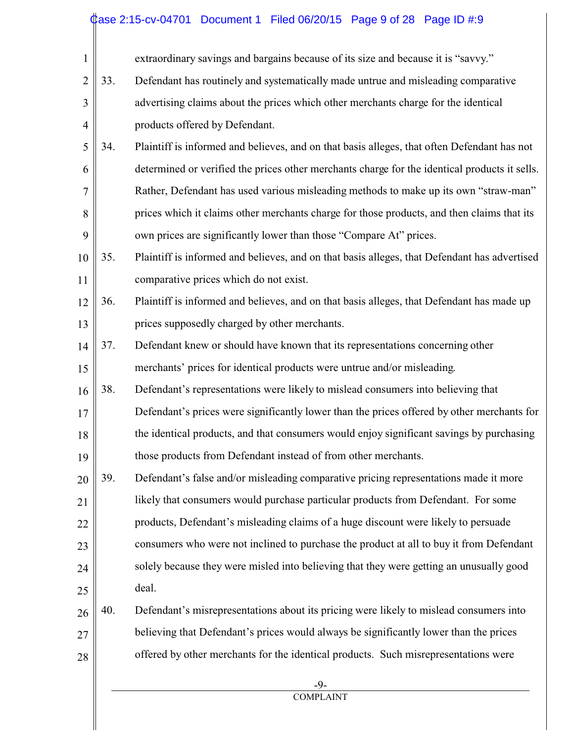extraordinary savings and bargains because of its size and because it is "savvy."

33. Defendant has routinely and systematically made untrue and misleading comparative advertising claims about the prices which other merchants charge for the identical products offered by Defendant.

34. Plaintiff is informed and believes, and on that basis alleges, that often Defendant has not determined or verified the prices other merchants charge for the identical products it sells. Rather, Defendant has used various misleading methods to make up its own "straw-man" prices which it claims other merchants charge for those products, and then claims that its own prices are significantly lower than those "Compare At" prices.

35. Plaintiff is informed and believes, and on that basis alleges, that Defendant has advertised comparative prices which do not exist.

36. Plaintiff is informed and believes, and on that basis alleges, that Defendant has made up prices supposedly charged by other merchants.

37. Defendant knew or should have known that its representations concerning other merchants' prices for identical products were untrue and/or misleading.

38. Defendant's representations were likely to mislead consumers into believing that Defendant's prices were significantly lower than the prices offered by other merchants for the identical products, and that consumers would enjoy significant savings by purchasing those products from Defendant instead of from other merchants.

39. Defendant's false and/or misleading comparative pricing representations made it more likely that consumers would purchase particular products from Defendant. For some products, Defendant's misleading claims of a huge discount were likely to persuade consumers who were not inclined to purchase the product at all to buy it from Defendant solely because they were misled into believing that they were getting an unusually good deal.

40. Defendant's misrepresentations about its pricing were likely to mislead consumers into believing that Defendant's prices would always be significantly lower than the prices offered by other merchants for the identical products. Such misrepresentations were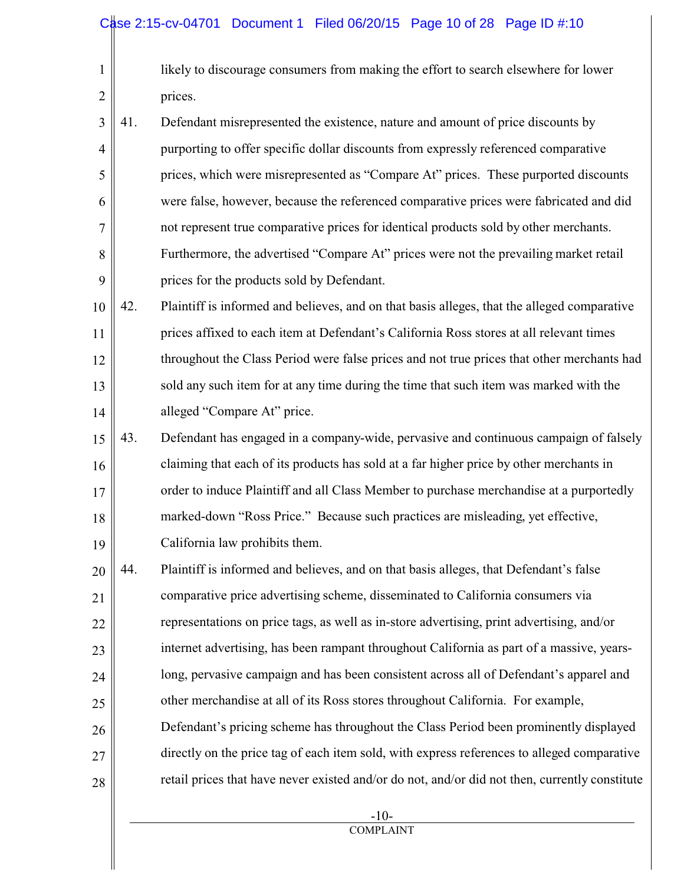likely to discourage consumers from making the effort to search elsewhere for lower prices.

41. Defendant misrepresented the existence, nature and amount of price discounts by purporting to offer specific dollar discounts from expressly referenced comparative prices, which were misrepresented as "Compare At" prices. These purported discounts were false, however, because the referenced comparative prices were fabricated and did not represent true comparative prices for identical products sold by other merchants. Furthermore, the advertised "Compare At" prices were not the prevailing market retail prices for the products sold by Defendant.

42. Plaintiff is informed and believes, and on that basis alleges, that the alleged comparative prices affixed to each item at Defendant's California Ross stores at all relevant times throughout the Class Period were false prices and not true prices that other merchants had sold any such item for at any time during the time that such item was marked with the alleged "Compare At" price.

43. Defendant has engaged in a company-wide, pervasive and continuous campaign of falsely claiming that each of its products has sold at a far higher price by other merchants in order to induce Plaintiff and all Class Member to purchase merchandise at a purportedly marked-down "Ross Price." Because such practices are misleading, yet effective, California law prohibits them.

44. Plaintiff is informed and believes, and on that basis alleges, that Defendant's false comparative price advertising scheme, disseminated to California consumers via representations on price tags, as well as in-store advertising, print advertising, and/or internet advertising, has been rampant throughout California as part of a massive, years-long, pervasive campaign and has been consistent across all of Defendant's apparel and other merchandise at all of its Ross stores throughout California. For example, Defendant's pricing scheme has throughout the Class Period been prominently displayed directly on the price tag of each item sold, with express references to alleged comparative retail prices that have never existed and/or do not, and/or did not then, currently constitute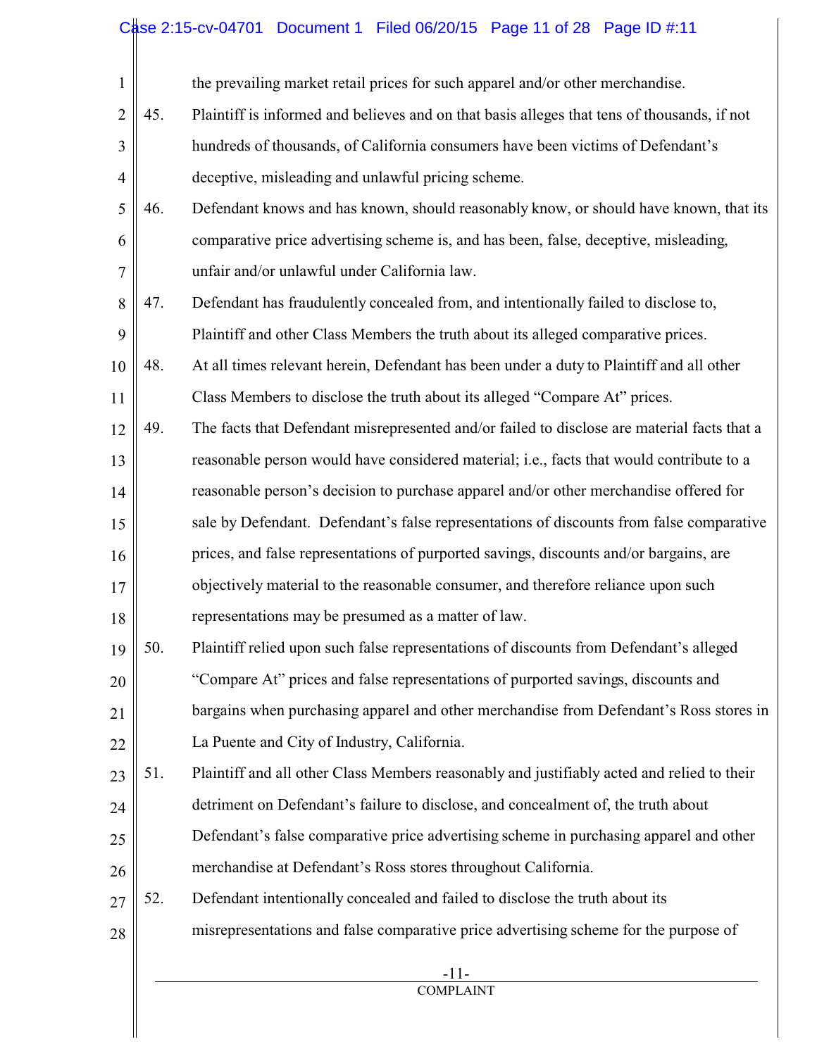the prevailing market retail prices for such apparel and/or other merchandise.

45. Plaintiff is informed and believes and on that basis alleges that tens of thousands, if not hundreds of thousands, of California consumers have been victims of Defendant's deceptive, misleading and unlawful pricing scheme.

46. Defendant knows and has known, should reasonably know, or should have known, that its comparative price advertising scheme is, and has been, false, deceptive, misleading, unfair and/or unlawful under California law.

47. Defendant has fraudulently concealed from, and intentionally failed to disclose to, Plaintiff and other Class Members the truth about its alleged comparative prices.

48. At all times relevant herein, Defendant has been under a duty to Plaintiff and all other Class Members to disclose the truth about its alleged "Compare At" prices.

49. The facts that Defendant misrepresented and/or failed to disclose are material facts that a reasonable person would have considered material; i.e., facts that would contribute to a reasonable person's decision to purchase apparel and/or other merchandise offered for sale by Defendant. Defendant's false representations of discounts from false comparative prices, and false representations of purported savings, discounts and/or bargains, are objectively material to the reasonable consumer, and therefore reliance upon such representations may be presumed as a matter of law.

50. Plaintiff relied upon such false representations of discounts from Defendant's alleged "Compare At" prices and false representations of purported savings, discounts and bargains when purchasing apparel and other merchandise from Defendant's Ross stores in La Puente and City of Industry, California.

51. Plaintiff and all other Class Members reasonably and justifiably acted and relied to their detriment on Defendant's failure to disclose, and concealment of, the truth about Defendant's false comparative price advertising scheme in purchasing apparel and other merchandise at Defendant's Ross stores throughout California.

52. Defendant intentionally concealed and failed to disclose the truth about its misrepresentations and false comparative price advertising scheme for the purpose of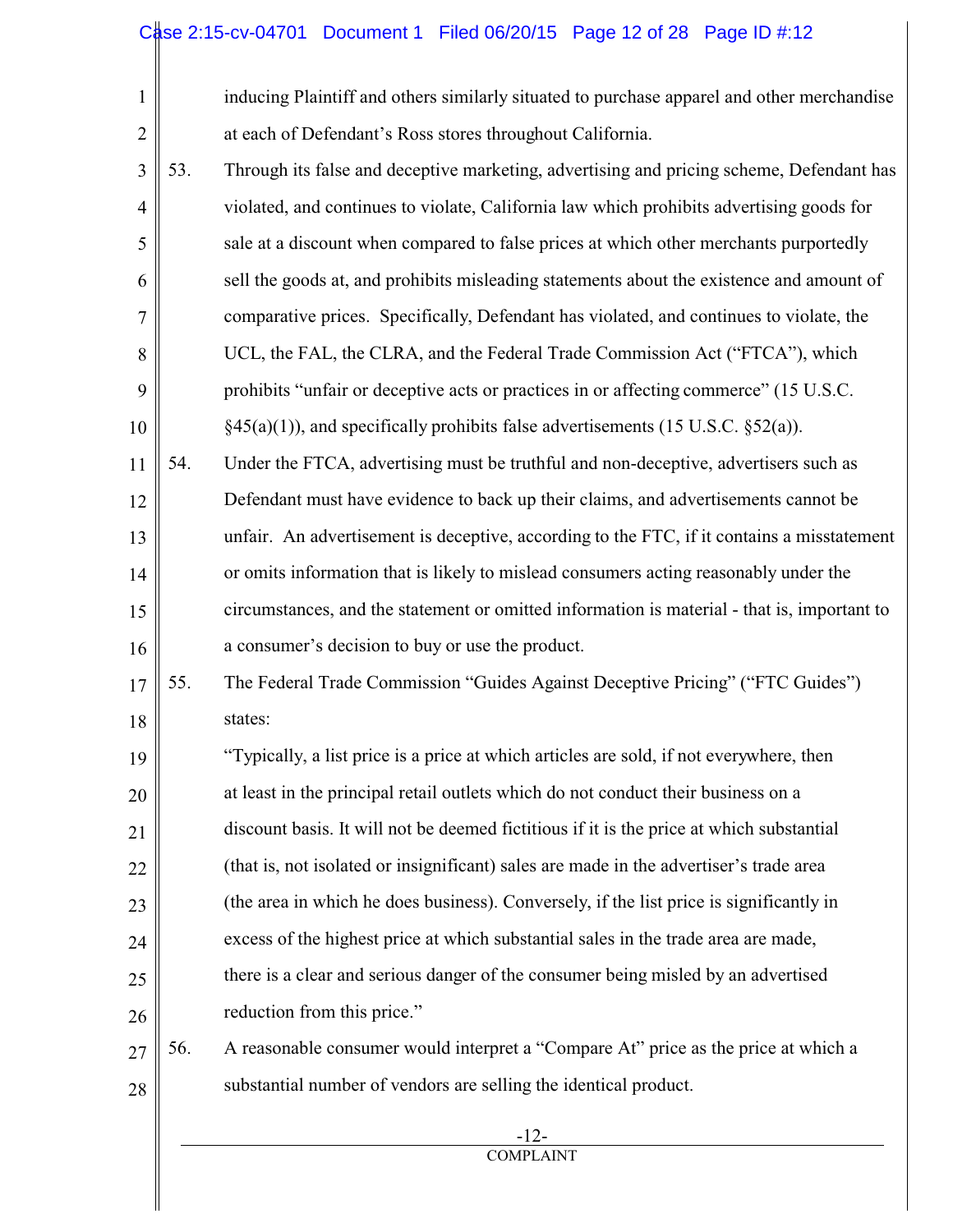inducing Plaintiff and others similarly situated to purchase apparel and other merchandise at each of Defendant's Ross stores throughout California.

53. Through its false and deceptive marketing, advertising and pricing scheme, Defendant has violated, and continues to violate, California law which prohibits advertising goods for sale at a discount when compared to false prices at which other merchants purportedly sell the goods at, and prohibits misleading statements about the existence and amount of comparative prices. Specifically, Defendant has violated, and continues to violate, the UCL, the FAL, the CLRA, and the Federal Trade Commission Act ("FTCA"), which prohibits "unfair or deceptive acts or practices in or affecting commerce" (15 U.S.C. §45(a)(1)), and specifically prohibits false advertisements (15 U.S.C. §52(a)).

54. Under the FTCA, advertising must be truthful and non-deceptive, advertisers such as Defendant must have evidence to back up their claims, and advertisements cannot be unfair. An advertisement is deceptive, according to the FTC, if it contains a misstatement or omits information that is likely to mislead consumers acting reasonably under the circumstances, and the statement or omitted information is material - that is, important to a consumer's decision to buy or use the product.

55. The Federal Trade Commission "Guides Against Deceptive Pricing" ("FTC Guides") states:

> "Typically, a list price is a price at which articles are sold, if not everywhere, then at least in the principal retail outlets which do not conduct their business on a discount basis. It will not be deemed fictitious if it is the price at which substantial (that is, not isolated or insignificant) sales are made in the advertiser's trade area (the area in which he does business). Conversely, if the list price is significantly in excess of the highest price at which substantial sales in the trade area are made, there is a clear and serious danger of the consumer being misled by an advertised reduction from this price."

56. A reasonable consumer would interpret a "Compare At" price as the price at which a substantial number of vendors are selling the identical product.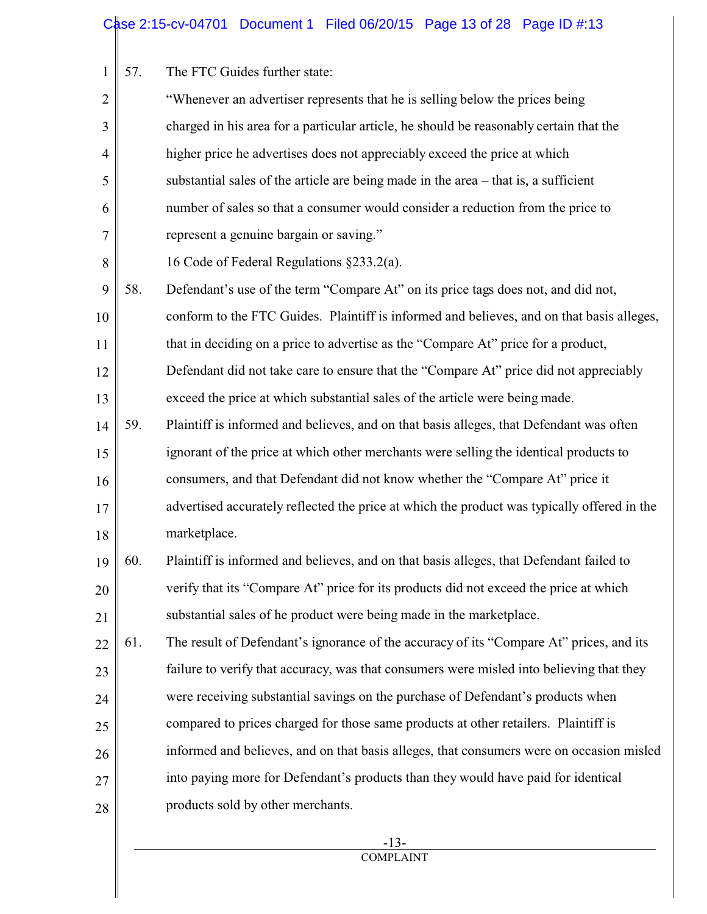57. The FTC Guides further state:

    "Whenever an advertiser represents that he is selling below the prices being charged in his area for a particular article, he should be reasonably certain that the higher price he advertises does not appreciably exceed the price at which substantial sales of the article are being made in the area – that is, a sufficient number of sales so that a consumer would consider a reduction from the price to represent a genuine bargain or saving."

    16 Code of Federal Regulations §233.2(a).

58. Defendant's use of the term "Compare At" on its price tags does not, and did not, conform to the FTC Guides. Plaintiff is informed and believes, and on that basis alleges, that in deciding on a price to advertise as the "Compare At" price for a product, Defendant did not take care to ensure that the "Compare At" price did not appreciably exceed the price at which substantial sales of the article were being made.

59. Plaintiff is informed and believes, and on that basis alleges, that Defendant was often ignorant of the price at which other merchants were selling the identical products to consumers, and that Defendant did not know whether the "Compare At" price it advertised accurately reflected the price at which the product was typically offered in the marketplace.

60. Plaintiff is informed and believes, and on that basis alleges, that Defendant failed to verify that its "Compare At" price for its products did not exceed the price at which substantial sales of he product were being made in the marketplace.

61. The result of Defendant's ignorance of the accuracy of its "Compare At" prices, and its failure to verify that accuracy, was that consumers were misled into believing that they were receiving substantial savings on the purchase of Defendant's products when compared to prices charged for those same products at other retailers. Plaintiff is informed and believes, and on that basis alleges, that consumers were on occasion misled into paying more for Defendant's products than they would have paid for identical products sold by other merchants.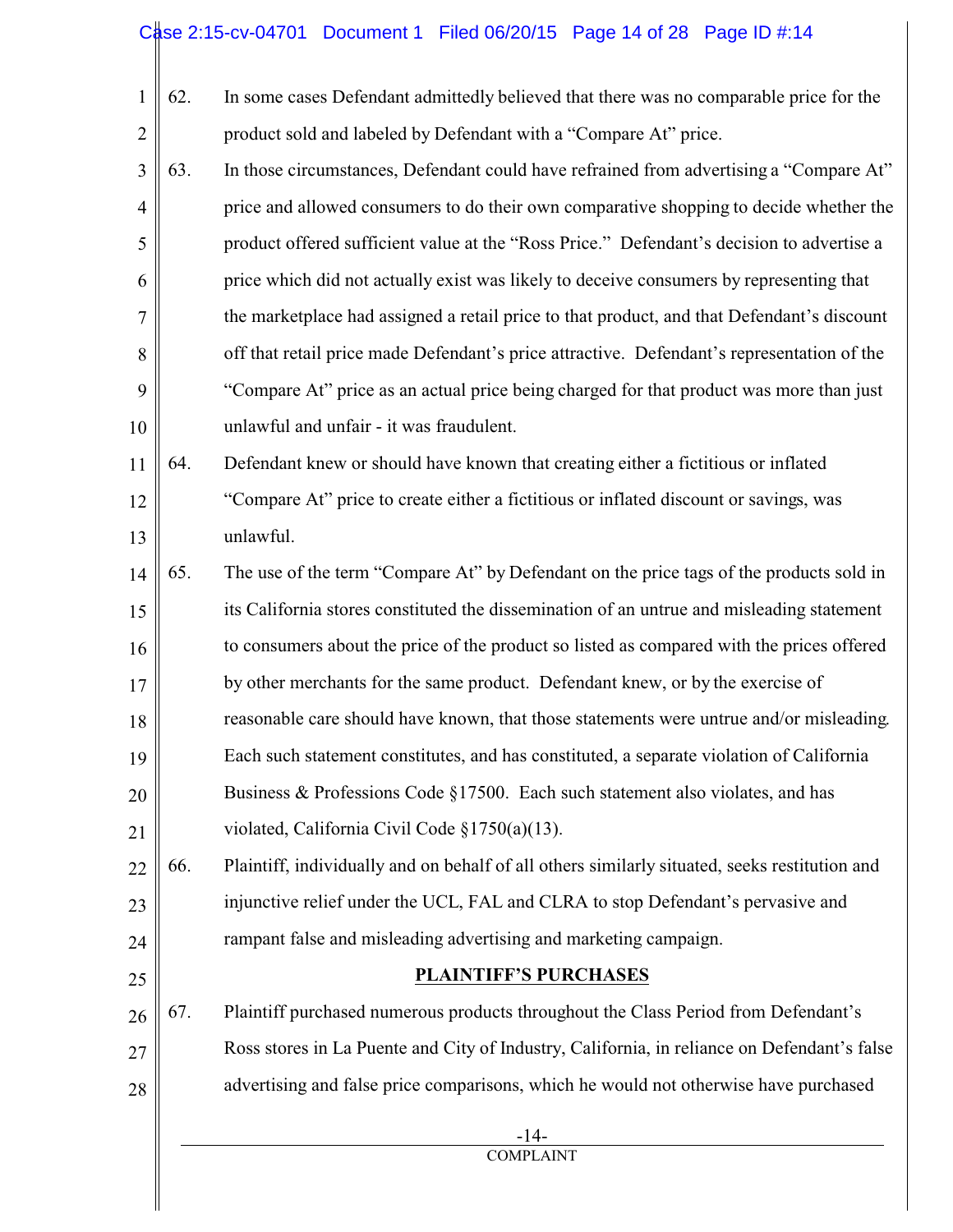62. In some cases Defendant admittedly believed that there was no comparable price for the product sold and labeled by Defendant with a "Compare At" price.

63. In those circumstances, Defendant could have refrained from advertising a "Compare At" price and allowed consumers to do their own comparative shopping to decide whether the product offered sufficient value at the "Ross Price." Defendant's decision to advertise a price which did not actually exist was likely to deceive consumers by representing that the marketplace had assigned a retail price to that product, and that Defendant's discount off that retail price made Defendant's price attractive. Defendant's representation of the "Compare At" price as an actual price being charged for that product was more than just unlawful and unfair - it was fraudulent.

64. Defendant knew or should have known that creating either a fictitious or inflated "Compare At" price to create either a fictitious or inflated discount or savings, was unlawful.

65. The use of the term "Compare At" by Defendant on the price tags of the products sold in its California stores constituted the dissemination of an untrue and misleading statement to consumers about the price of the product so listed as compared with the prices offered by other merchants for the same product. Defendant knew, or by the exercise of reasonable care should have known, that those statements were untrue and/or misleading. Each such statement constitutes, and has constituted, a separate violation of California Business & Professions Code §17500. Each such statement also violates, and has violated, California Civil Code §1750(a)(13).

66. Plaintiff, individually and on behalf of all others similarly situated, seeks restitution and injunctive relief under the UCL, FAL and CLRA to stop Defendant's pervasive and rampant false and misleading advertising and marketing campaign.

## PLAINTIFF'S PURCHASES

67. Plaintiff purchased numerous products throughout the Class Period from Defendant's Ross stores in La Puente and City of Industry, California, in reliance on Defendant's false advertising and false price comparisons, which he would not otherwise have purchased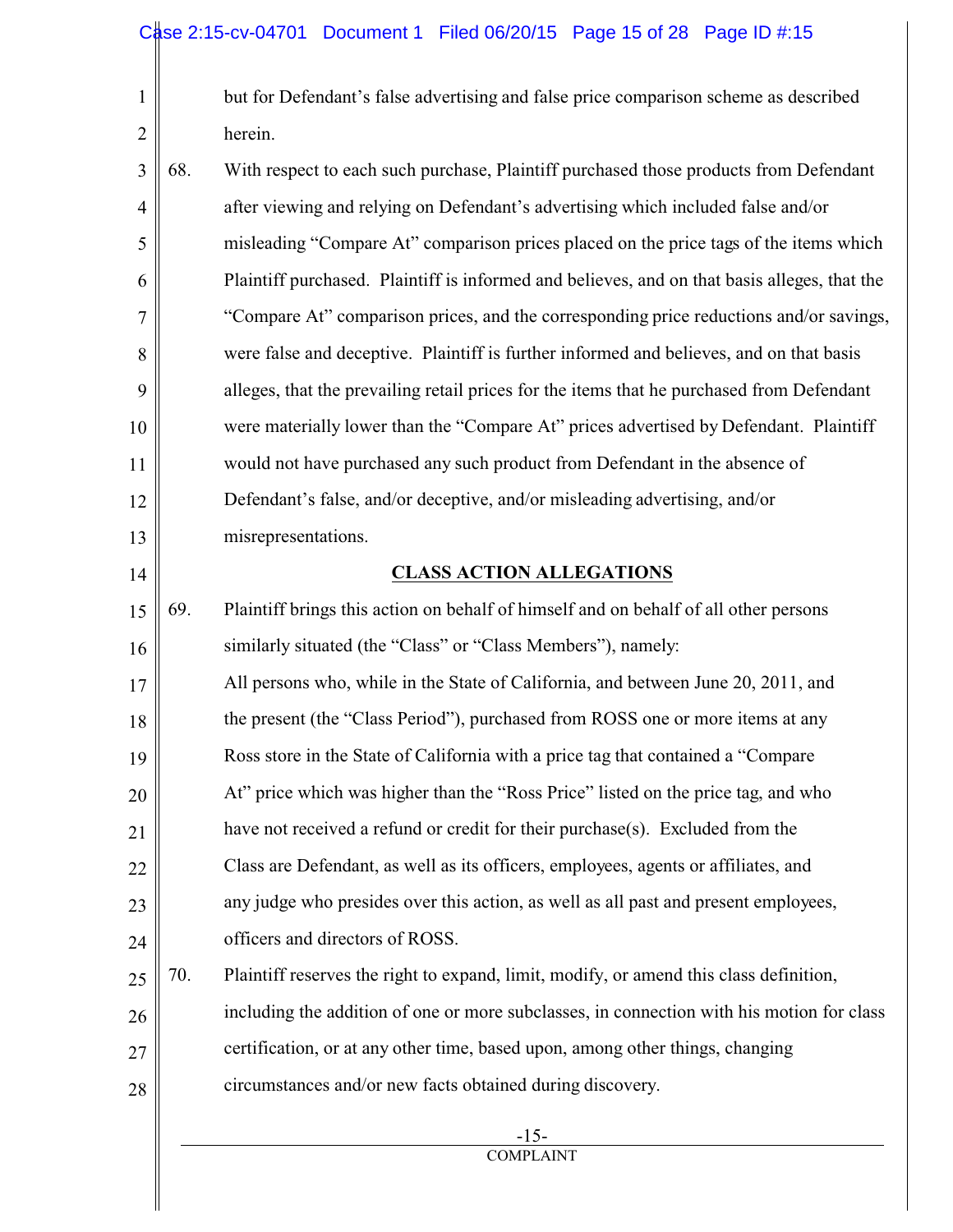but for Defendant's false advertising and false price comparison scheme as described herein.

68. With respect to each such purchase, Plaintiff purchased those products from Defendant after viewing and relying on Defendant's advertising which included false and/or misleading "Compare At" comparison prices placed on the price tags of the items which Plaintiff purchased. Plaintiff is informed and believes, and on that basis alleges, that the "Compare At" comparison prices, and the corresponding price reductions and/or savings, were false and deceptive. Plaintiff is further informed and believes, and on that basis alleges, that the prevailing retail prices for the items that he purchased from Defendant were materially lower than the "Compare At" prices advertised by Defendant. Plaintiff would not have purchased any such product from Defendant in the absence of Defendant's false, and/or deceptive, and/or misleading advertising, and/or misrepresentations.

## CLASS ACTION ALLEGATIONS

69. Plaintiff brings this action on behalf of himself and on behalf of all other persons similarly situated (the "Class" or "Class Members"), namely:

All persons who, while in the State of California, and between June 20, 2011, and the present (the "Class Period"), purchased from ROSS one or more items at any Ross store in the State of California with a price tag that contained a "Compare At" price which was higher than the "Ross Price" listed on the price tag, and who have not received a refund or credit for their purchase(s). Excluded from the Class are Defendant, as well as its officers, employees, agents or affiliates, and any judge who presides over this action, as well as all past and present employees, officers and directors of ROSS.

70. Plaintiff reserves the right to expand, limit, modify, or amend this class definition, including the addition of one or more subclasses, in connection with his motion for class certification, or at any other time, based upon, among other things, changing circumstances and/or new facts obtained during discovery.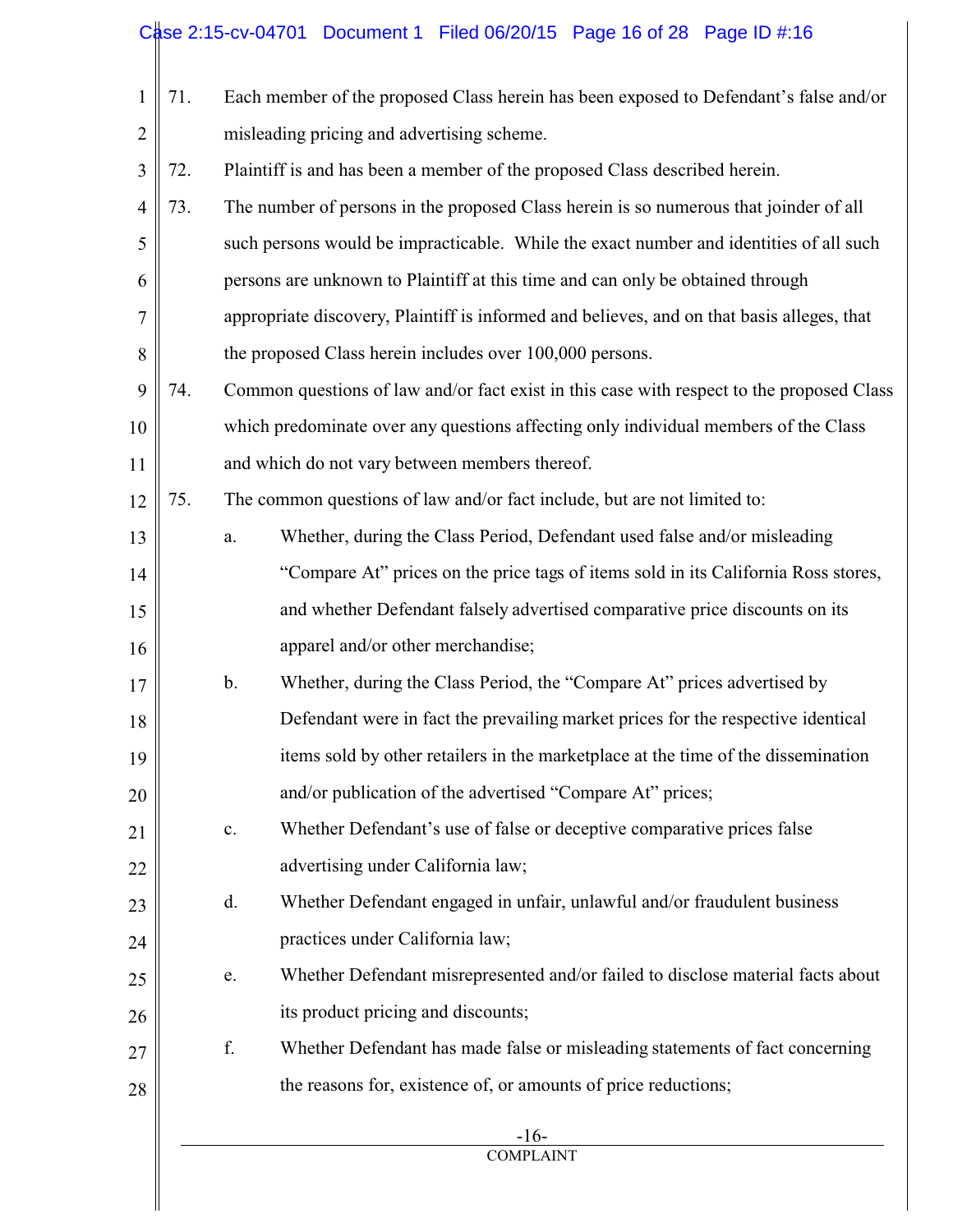71. Each member of the proposed Class herein has been exposed to Defendant's false and/or misleading pricing and advertising scheme.

72. Plaintiff is and has been a member of the proposed Class described herein.

73. The number of persons in the proposed Class herein is so numerous that joinder of all such persons would be impracticable. While the exact number and identities of all such persons are unknown to Plaintiff at this time and can only be obtained through appropriate discovery, Plaintiff is informed and believes, and on that basis alleges, that the proposed Class herein includes over 100,000 persons.

74. Common questions of law and/or fact exist in this case with respect to the proposed Class which predominate over any questions affecting only individual members of the Class and which do not vary between members thereof.

75. The common questions of law and/or fact include, but are not limited to:

   a. Whether, during the Class Period, Defendant used false and/or misleading "Compare At" prices on the price tags of items sold in its California Ross stores, and whether Defendant falsely advertised comparative price discounts on its apparel and/or other merchandise;

   b. Whether, during the Class Period, the "Compare At" prices advertised by Defendant were in fact the prevailing market prices for the respective identical items sold by other retailers in the marketplace at the time of the dissemination and/or publication of the advertised "Compare At" prices;

   c. Whether Defendant's use of false or deceptive comparative prices false advertising under California law;

   d. Whether Defendant engaged in unfair, unlawful and/or fraudulent business practices under California law;

   e. Whether Defendant misrepresented and/or failed to disclose material facts about its product pricing and discounts;

   f. Whether Defendant has made false or misleading statements of fact concerning the reasons for, existence of, or amounts of price reductions;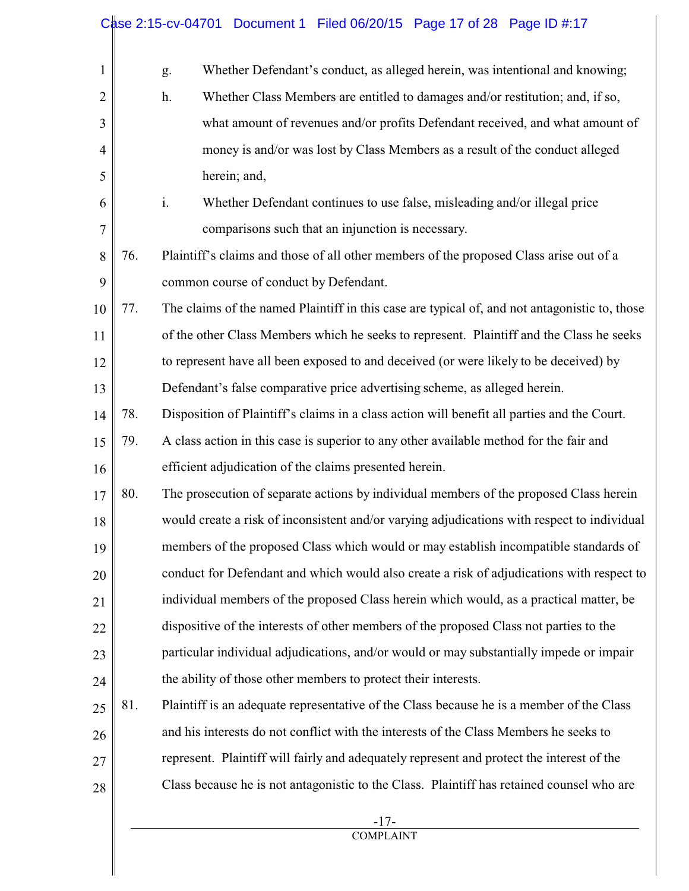g. Whether Defendant's conduct, as alleged herein, was intentional and knowing;

h. Whether Class Members are entitled to damages and/or restitution; and, if so, what amount of revenues and/or profits Defendant received, and what amount of money is and/or was lost by Class Members as a result of the conduct alleged herein; and,

i. Whether Defendant continues to use false, misleading and/or illegal price comparisons such that an injunction is necessary.

76. Plaintiff's claims and those of all other members of the proposed Class arise out of a common course of conduct by Defendant.

77. The claims of the named Plaintiff in this case are typical of, and not antagonistic to, those of the other Class Members which he seeks to represent. Plaintiff and the Class he seeks to represent have all been exposed to and deceived (or were likely to be deceived) by Defendant's false comparative price advertising scheme, as alleged herein.

78. Disposition of Plaintiff's claims in a class action will benefit all parties and the Court.

79. A class action in this case is superior to any other available method for the fair and efficient adjudication of the claims presented herein.

80. The prosecution of separate actions by individual members of the proposed Class herein would create a risk of inconsistent and/or varying adjudications with respect to individual members of the proposed Class which would or may establish incompatible standards of conduct for Defendant and which would also create a risk of adjudications with respect to individual members of the proposed Class herein which would, as a practical matter, be dispositive of the interests of other members of the proposed Class not parties to the particular individual adjudications, and/or would or may substantially impede or impair the ability of those other members to protect their interests.

81. Plaintiff is an adequate representative of the Class because he is a member of the Class and his interests do not conflict with the interests of the Class Members he seeks to represent. Plaintiff will fairly and adequately represent and protect the interest of the Class because he is not antagonistic to the Class. Plaintiff has retained counsel who are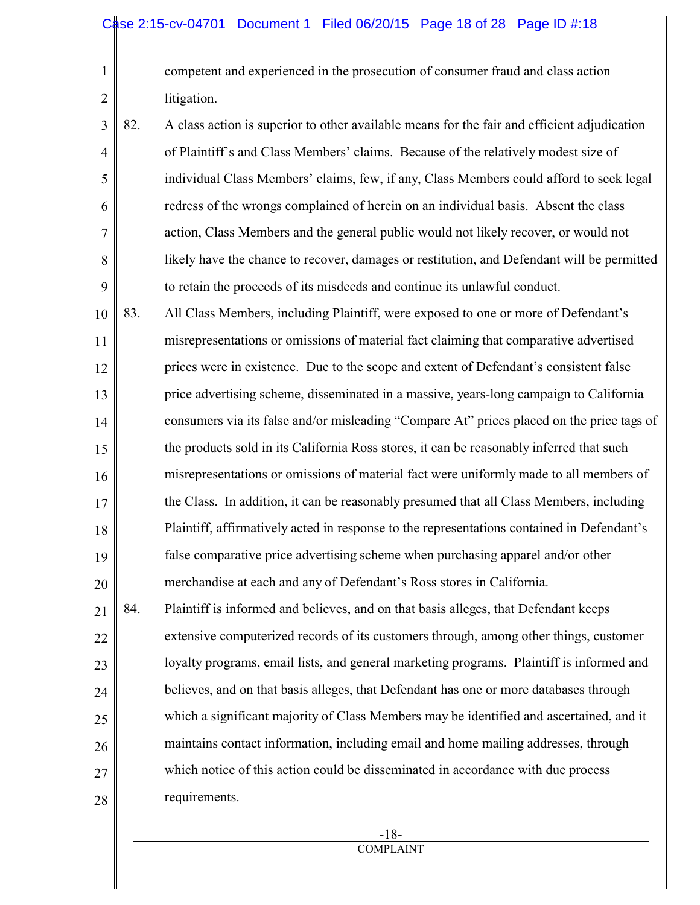competent and experienced in the prosecution of consumer fraud and class action litigation.

82. A class action is superior to other available means for the fair and efficient adjudication of Plaintiff's and Class Members' claims. Because of the relatively modest size of individual Class Members' claims, few, if any, Class Members could afford to seek legal redress of the wrongs complained of herein on an individual basis. Absent the class action, Class Members and the general public would not likely recover, or would not likely have the chance to recover, damages or restitution, and Defendant will be permitted to retain the proceeds of its misdeeds and continue its unlawful conduct.

83. All Class Members, including Plaintiff, were exposed to one or more of Defendant's misrepresentations or omissions of material fact claiming that comparative advertised prices were in existence. Due to the scope and extent of Defendant's consistent false price advertising scheme, disseminated in a massive, years-long campaign to California consumers via its false and/or misleading "Compare At" prices placed on the price tags of the products sold in its California Ross stores, it can be reasonably inferred that such misrepresentations or omissions of material fact were uniformly made to all members of the Class. In addition, it can be reasonably presumed that all Class Members, including Plaintiff, affirmatively acted in response to the representations contained in Defendant's false comparative price advertising scheme when purchasing apparel and/or other merchandise at each and any of Defendant's Ross stores in California.

84. Plaintiff is informed and believes, and on that basis alleges, that Defendant keeps extensive computerized records of its customers through, among other things, customer loyalty programs, email lists, and general marketing programs. Plaintiff is informed and believes, and on that basis alleges, that Defendant has one or more databases through which a significant majority of Class Members may be identified and ascertained, and it maintains contact information, including email and home mailing addresses, through which notice of this action could be disseminated in accordance with due process requirements.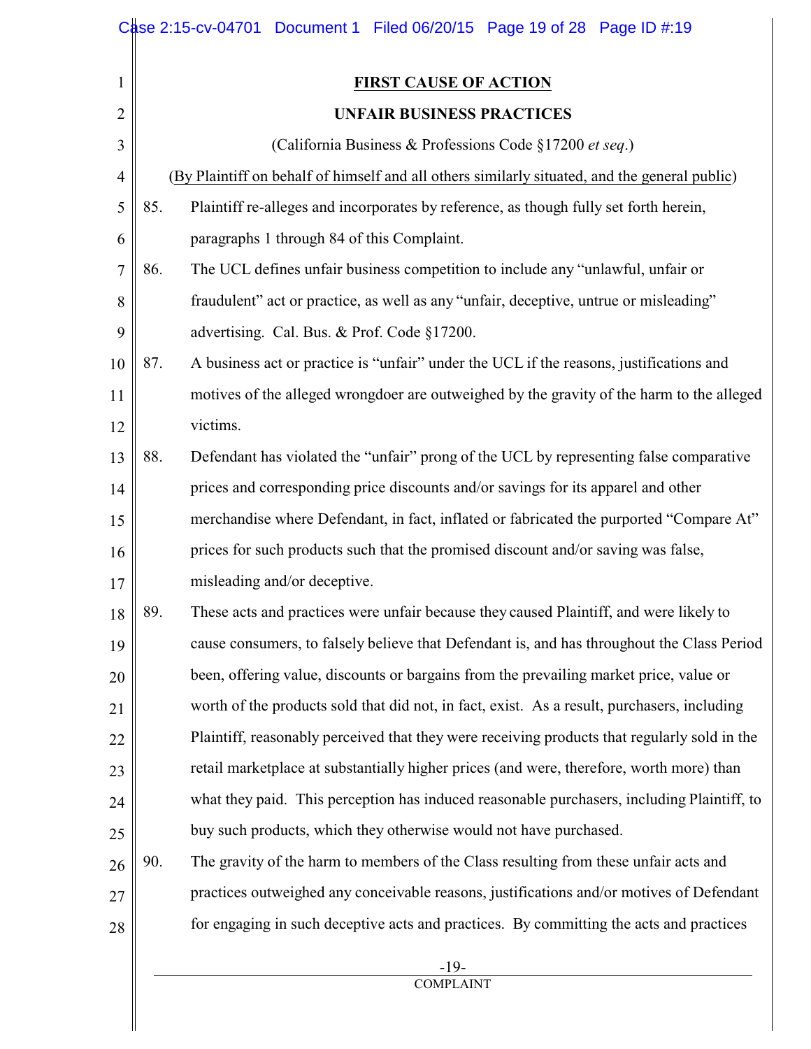**FIRST CAUSE OF ACTION**

**UNFAIR BUSINESS PRACTICES**

(California Business & Professions Code §17200 *et seq*.)

(By Plaintiff on behalf of himself and all others similarly situated, and the general public)

85. Plaintiff re-alleges and incorporates by reference, as though fully set forth herein, paragraphs 1 through 84 of this Complaint.

86. The UCL defines unfair business competition to include any "unlawful, unfair or fraudulent" act or practice, as well as any "unfair, deceptive, untrue or misleading" advertising. Cal. Bus. & Prof. Code §17200.

87. A business act or practice is "unfair" under the UCL if the reasons, justifications and motives of the alleged wrongdoer are outweighed by the gravity of the harm to the alleged victims.

88. Defendant has violated the "unfair" prong of the UCL by representing false comparative prices and corresponding price discounts and/or savings for its apparel and other merchandise where Defendant, in fact, inflated or fabricated the purported "Compare At" prices for such products such that the promised discount and/or saving was false, misleading and/or deceptive.

89. These acts and practices were unfair because they caused Plaintiff, and were likely to cause consumers, to falsely believe that Defendant is, and has throughout the Class Period been, offering value, discounts or bargains from the prevailing market price, value or worth of the products sold that did not, in fact, exist. As a result, purchasers, including Plaintiff, reasonably perceived that they were receiving products that regularly sold in the retail marketplace at substantially higher prices (and were, therefore, worth more) than what they paid. This perception has induced reasonable purchasers, including Plaintiff, to buy such products, which they otherwise would not have purchased.

90. The gravity of the harm to members of the Class resulting from these unfair acts and practices outweighed any conceivable reasons, justifications and/or motives of Defendant for engaging in such deceptive acts and practices. By committing the acts and practices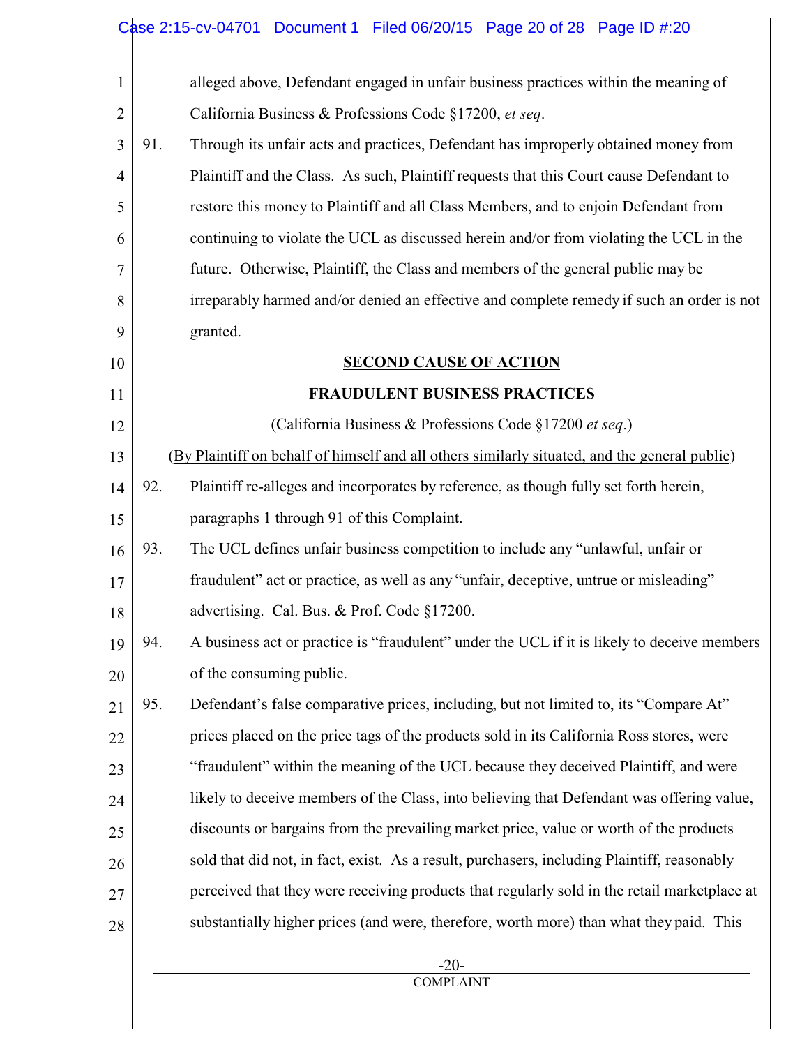alleged above, Defendant engaged in unfair business practices within the meaning of California Business & Professions Code §17200, *et seq*.

91. Through its unfair acts and practices, Defendant has improperly obtained money from Plaintiff and the Class. As such, Plaintiff requests that this Court cause Defendant to restore this money to Plaintiff and all Class Members, and to enjoin Defendant from continuing to violate the UCL as discussed herein and/or from violating the UCL in the future. Otherwise, Plaintiff, the Class and members of the general public may be irreparably harmed and/or denied an effective and complete remedy if such an order is not granted.

**SECOND CAUSE OF ACTION**

**FRAUDULENT BUSINESS PRACTICES**

(California Business & Professions Code §17200 *et seq.*)

(By Plaintiff on behalf of himself and all others similarly situated, and the general public)

92. Plaintiff re-alleges and incorporates by reference, as though fully set forth herein, paragraphs 1 through 91 of this Complaint.

93. The UCL defines unfair business competition to include any "unlawful, unfair or fraudulent" act or practice, as well as any "unfair, deceptive, untrue or misleading" advertising. Cal. Bus. & Prof. Code §17200.

94. A business act or practice is "fraudulent" under the UCL if it is likely to deceive members of the consuming public.

95. Defendant's false comparative prices, including, but not limited to, its "Compare At" prices placed on the price tags of the products sold in its California Ross stores, were "fraudulent" within the meaning of the UCL because they deceived Plaintiff, and were likely to deceive members of the Class, into believing that Defendant was offering value, discounts or bargains from the prevailing market price, value or worth of the products sold that did not, in fact, exist. As a result, purchasers, including Plaintiff, reasonably perceived that they were receiving products that regularly sold in the retail marketplace at substantially higher prices (and were, therefore, worth more) than what they paid. This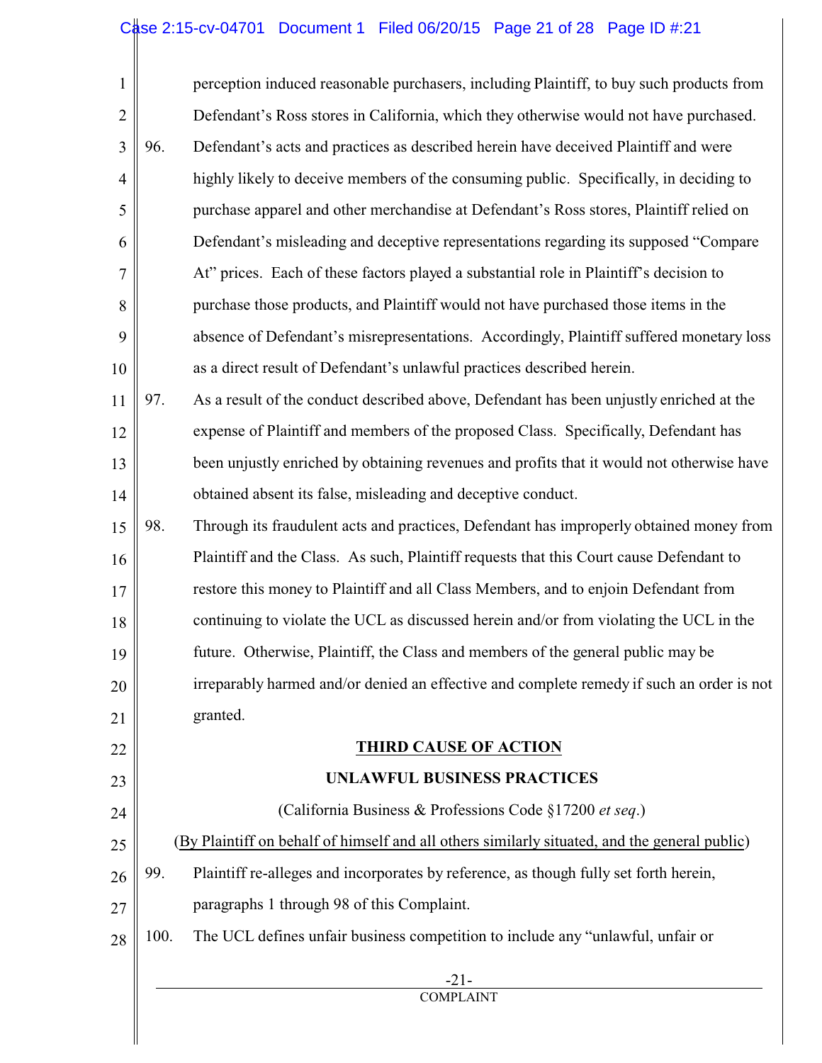perception induced reasonable purchasers, including Plaintiff, to buy such products from Defendant's Ross stores in California, which they otherwise would not have purchased.

96. Defendant's acts and practices as described herein have deceived Plaintiff and were highly likely to deceive members of the consuming public. Specifically, in deciding to purchase apparel and other merchandise at Defendant's Ross stores, Plaintiff relied on Defendant's misleading and deceptive representations regarding its supposed "Compare At" prices. Each of these factors played a substantial role in Plaintiff's decision to purchase those products, and Plaintiff would not have purchased those items in the absence of Defendant's misrepresentations. Accordingly, Plaintiff suffered monetary loss as a direct result of Defendant's unlawful practices described herein.

97. As a result of the conduct described above, Defendant has been unjustly enriched at the expense of Plaintiff and members of the proposed Class. Specifically, Defendant has been unjustly enriched by obtaining revenues and profits that it would not otherwise have obtained absent its false, misleading and deceptive conduct.

98. Through its fraudulent acts and practices, Defendant has improperly obtained money from Plaintiff and the Class. As such, Plaintiff requests that this Court cause Defendant to restore this money to Plaintiff and all Class Members, and to enjoin Defendant from continuing to violate the UCL as discussed herein and/or from violating the UCL in the future. Otherwise, Plaintiff, the Class and members of the general public may be irreparably harmed and/or denied an effective and complete remedy if such an order is not granted.

## THIRD CAUSE OF ACTION

### UNLAWFUL BUSINESS PRACTICES

(California Business & Professions Code §17200 *et seq*.)

(By Plaintiff on behalf of himself and all others similarly situated, and the general public)

99. Plaintiff re-alleges and incorporates by reference, as though fully set forth herein, paragraphs 1 through 98 of this Complaint.

100. The UCL defines unfair business competition to include any "unlawful, unfair or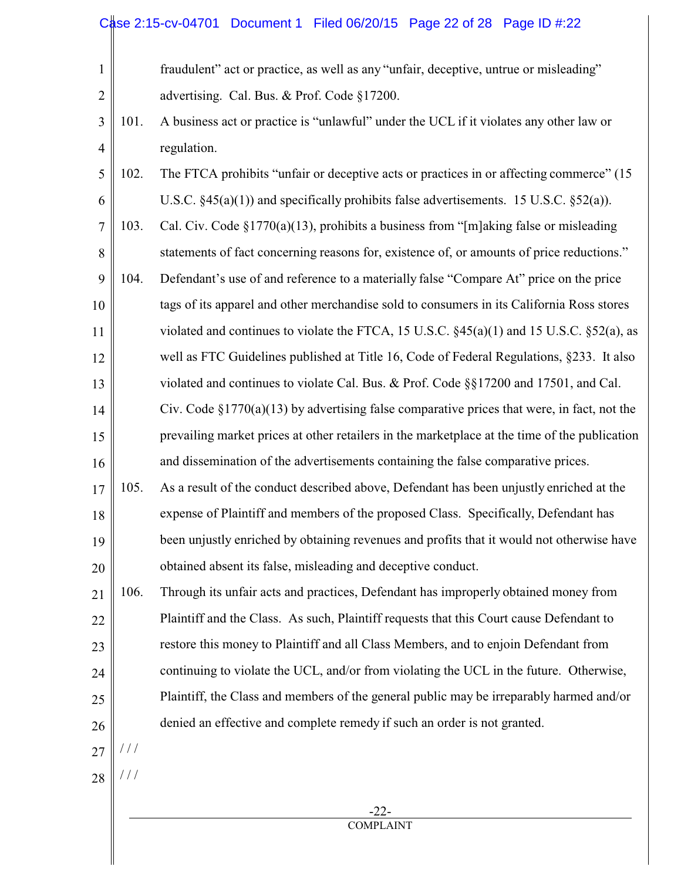fraudulent" act or practice, as well as any "unfair, deceptive, untrue or misleading" advertising. Cal. Bus. & Prof. Code §17200.

101. A business act or practice is "unlawful" under the UCL if it violates any other law or regulation.

102. The FTCA prohibits "unfair or deceptive acts or practices in or affecting commerce" (15 U.S.C. §45(a)(1)) and specifically prohibits false advertisements. 15 U.S.C. §52(a)).

103. Cal. Civ. Code §1770(a)(13), prohibits a business from "[m]aking false or misleading statements of fact concerning reasons for, existence of, or amounts of price reductions."

104. Defendant's use of and reference to a materially false "Compare At" price on the price tags of its apparel and other merchandise sold to consumers in its California Ross stores violated and continues to violate the FTCA, 15 U.S.C. §45(a)(1) and 15 U.S.C. §52(a), as well as FTC Guidelines published at Title 16, Code of Federal Regulations, §233. It also violated and continues to violate Cal. Bus. & Prof. Code §§17200 and 17501, and Cal. Civ. Code §1770(a)(13) by advertising false comparative prices that were, in fact, not the prevailing market prices at other retailers in the marketplace at the time of the publication and dissemination of the advertisements containing the false comparative prices.

105. As a result of the conduct described above, Defendant has been unjustly enriched at the expense of Plaintiff and members of the proposed Class. Specifically, Defendant has been unjustly enriched by obtaining revenues and profits that it would not otherwise have obtained absent its false, misleading and deceptive conduct.

106. Through its unfair acts and practices, Defendant has improperly obtained money from Plaintiff and the Class. As such, Plaintiff requests that this Court cause Defendant to restore this money to Plaintiff and all Class Members, and to enjoin Defendant from continuing to violate the UCL, and/or from violating the UCL in the future. Otherwise, Plaintiff, the Class and members of the general public may be irreparably harmed and/or denied an effective and complete remedy if such an order is not granted.

/ / /

/ / /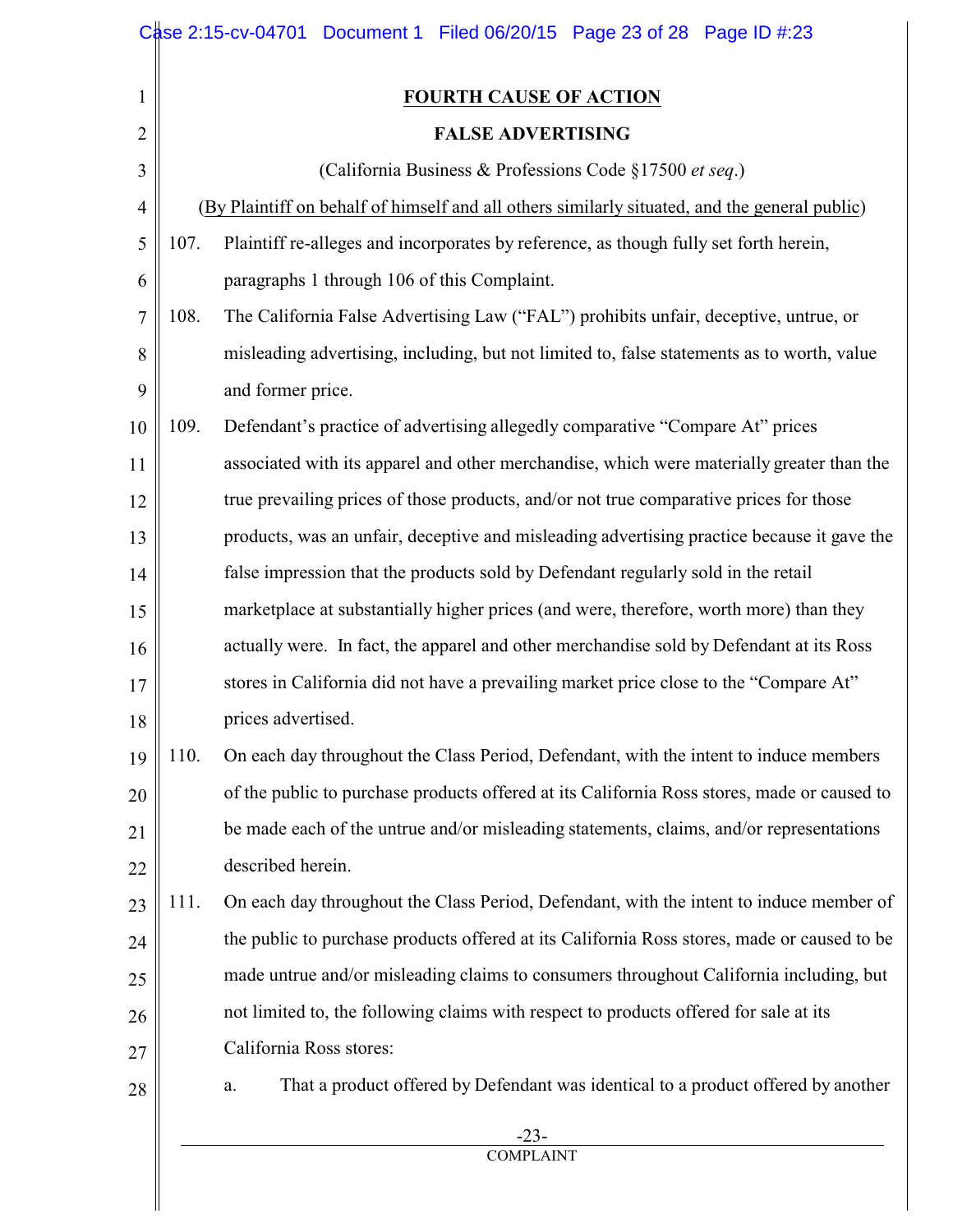## FOURTH CAUSE OF ACTION

## FALSE ADVERTISING

(California Business & Professions Code §17500 *et seq*.)

(By Plaintiff on behalf of himself and all others similarly situated, and the general public)

107. Plaintiff re-alleges and incorporates by reference, as though fully set forth herein, paragraphs 1 through 106 of this Complaint.

108. The California False Advertising Law ("FAL") prohibits unfair, deceptive, untrue, or misleading advertising, including, but not limited to, false statements as to worth, value and former price.

109. Defendant's practice of advertising allegedly comparative "Compare At" prices associated with its apparel and other merchandise, which were materially greater than the true prevailing prices of those products, and/or not true comparative prices for those products, was an unfair, deceptive and misleading advertising practice because it gave the false impression that the products sold by Defendant regularly sold in the retail marketplace at substantially higher prices (and were, therefore, worth more) than they actually were. In fact, the apparel and other merchandise sold by Defendant at its Ross stores in California did not have a prevailing market price close to the "Compare At" prices advertised.

110. On each day throughout the Class Period, Defendant, with the intent to induce members of the public to purchase products offered at its California Ross stores, made or caused to be made each of the untrue and/or misleading statements, claims, and/or representations described herein.

111. On each day throughout the Class Period, Defendant, with the intent to induce member of the public to purchase products offered at its California Ross stores, made or caused to be made untrue and/or misleading claims to consumers throughout California including, but not limited to, the following claims with respect to products offered for sale at its California Ross stores:

a. That a product offered by Defendant was identical to a product offered by another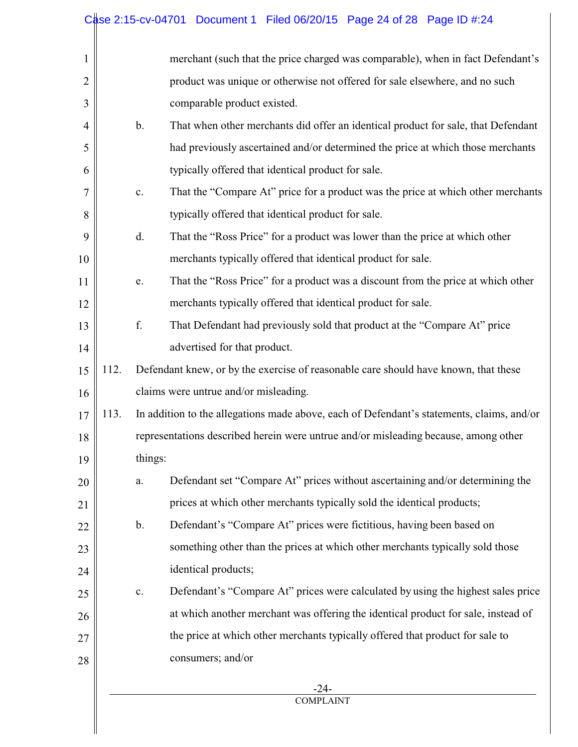merchant (such that the price charged was comparable), when in fact Defendant's product was unique or otherwise not offered for sale elsewhere, and no such comparable product existed.

b. That when other merchants did offer an identical product for sale, that Defendant had previously ascertained and/or determined the price at which those merchants typically offered that identical product for sale.

c. That the "Compare At" price for a product was the price at which other merchants typically offered that identical product for sale.

d. That the "Ross Price" for a product was lower than the price at which other merchants typically offered that identical product for sale.

e. That the "Ross Price" for a product was a discount from the price at which other merchants typically offered that identical product for sale.

f. That Defendant had previously sold that product at the "Compare At" price advertised for that product.

112. Defendant knew, or by the exercise of reasonable care should have known, that these claims were untrue and/or misleading.

113. In addition to the allegations made above, each of Defendant's statements, claims, and/or representations described herein were untrue and/or misleading because, among other things:

a. Defendant set "Compare At" prices without ascertaining and/or determining the prices at which other merchants typically sold the identical products;

b. Defendant's "Compare At" prices were fictitious, having been based on something other than the prices at which other merchants typically sold those identical products;

c. Defendant's "Compare At" prices were calculated by using the highest sales price at which another merchant was offering the identical product for sale, instead of the price at which other merchants typically offered that product for sale to consumers; and/or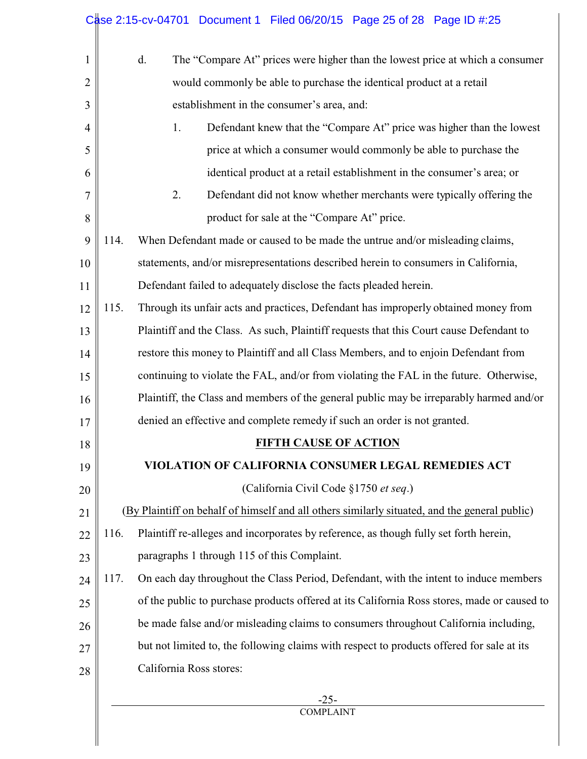d. The "Compare At" prices were higher than the lowest price at which a consumer would commonly be able to purchase the identical product at a retail establishment in the consumer's area, and:

   1. Defendant knew that the "Compare At" price was higher than the lowest price at which a consumer would commonly be able to purchase the identical product at a retail establishment in the consumer's area; or

   2. Defendant did not know whether merchants were typically offering the product for sale at the "Compare At" price.

114. When Defendant made or caused to be made the untrue and/or misleading claims, statements, and/or misrepresentations described herein to consumers in California, Defendant failed to adequately disclose the facts pleaded herein.

115. Through its unfair acts and practices, Defendant has improperly obtained money from Plaintiff and the Class. As such, Plaintiff requests that this Court cause Defendant to restore this money to Plaintiff and all Class Members, and to enjoin Defendant from continuing to violate the FAL, and/or from violating the FAL in the future. Otherwise, Plaintiff, the Class and members of the general public may be irreparably harmed and/or denied an effective and complete remedy if such an order is not granted.

## FIFTH CAUSE OF ACTION

## VIOLATION OF CALIFORNIA CONSUMER LEGAL REMEDIES ACT

(California Civil Code §1750 *et seq*.)

(By Plaintiff on behalf of himself and all others similarly situated, and the general public)

116. Plaintiff re-alleges and incorporates by reference, as though fully set forth herein, paragraphs 1 through 115 of this Complaint.

117. On each day throughout the Class Period, Defendant, with the intent to induce members of the public to purchase products offered at its California Ross stores, made or caused to be made false and/or misleading claims to consumers throughout California including, but not limited to, the following claims with respect to products offered for sale at its California Ross stores: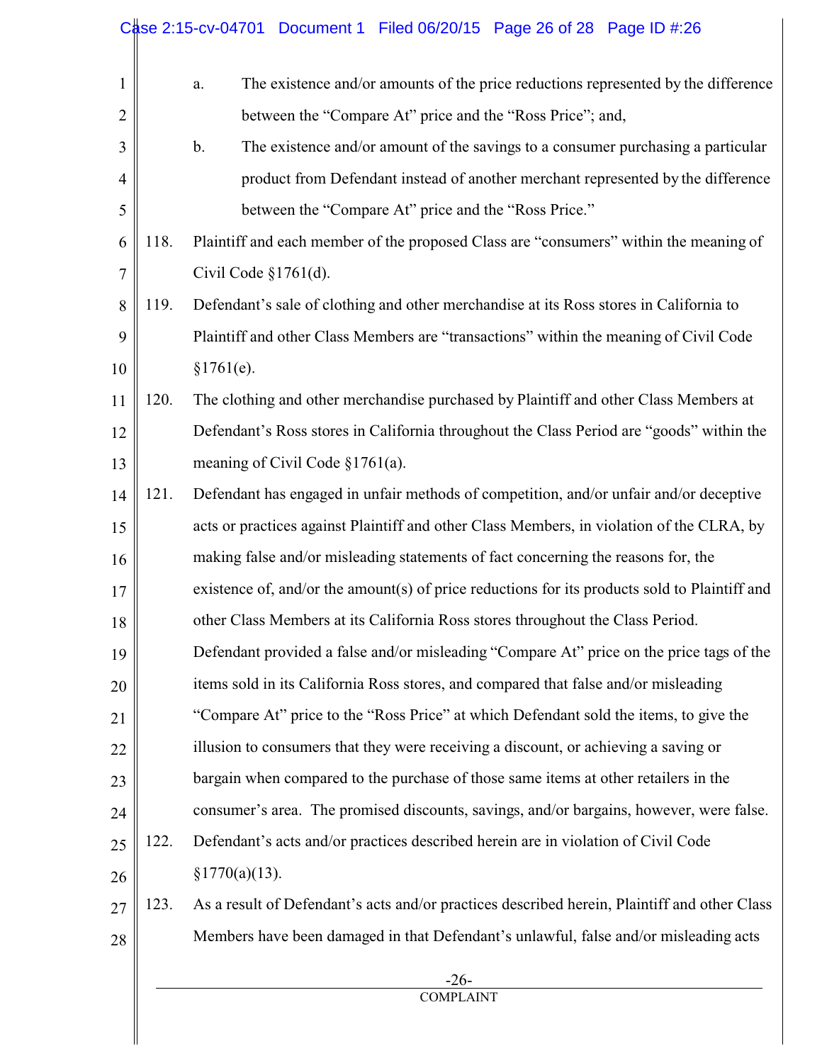a. The existence and/or amounts of the price reductions represented by the difference between the "Compare At" price and the "Ross Price"; and,

b. The existence and/or amount of the savings to a consumer purchasing a particular product from Defendant instead of another merchant represented by the difference between the "Compare At" price and the "Ross Price."

118. Plaintiff and each member of the proposed Class are "consumers" within the meaning of Civil Code §1761(d).

119. Defendant's sale of clothing and other merchandise at its Ross stores in California to Plaintiff and other Class Members are "transactions" within the meaning of Civil Code §1761(e).

120. The clothing and other merchandise purchased by Plaintiff and other Class Members at Defendant's Ross stores in California throughout the Class Period are "goods" within the meaning of Civil Code §1761(a).

121. Defendant has engaged in unfair methods of competition, and/or unfair and/or deceptive acts or practices against Plaintiff and other Class Members, in violation of the CLRA, by making false and/or misleading statements of fact concerning the reasons for, the existence of, and/or the amount(s) of price reductions for its products sold to Plaintiff and other Class Members at its California Ross stores throughout the Class Period. Defendant provided a false and/or misleading "Compare At" price on the price tags of the items sold in its California Ross stores, and compared that false and/or misleading "Compare At" price to the "Ross Price" at which Defendant sold the items, to give the illusion to consumers that they were receiving a discount, or achieving a saving or bargain when compared to the purchase of those same items at other retailers in the consumer's area. The promised discounts, savings, and/or bargains, however, were false.

122. Defendant's acts and/or practices described herein are in violation of Civil Code §1770(a)(13).

123. As a result of Defendant's acts and/or practices described herein, Plaintiff and other Class Members have been damaged in that Defendant's unlawful, false and/or misleading acts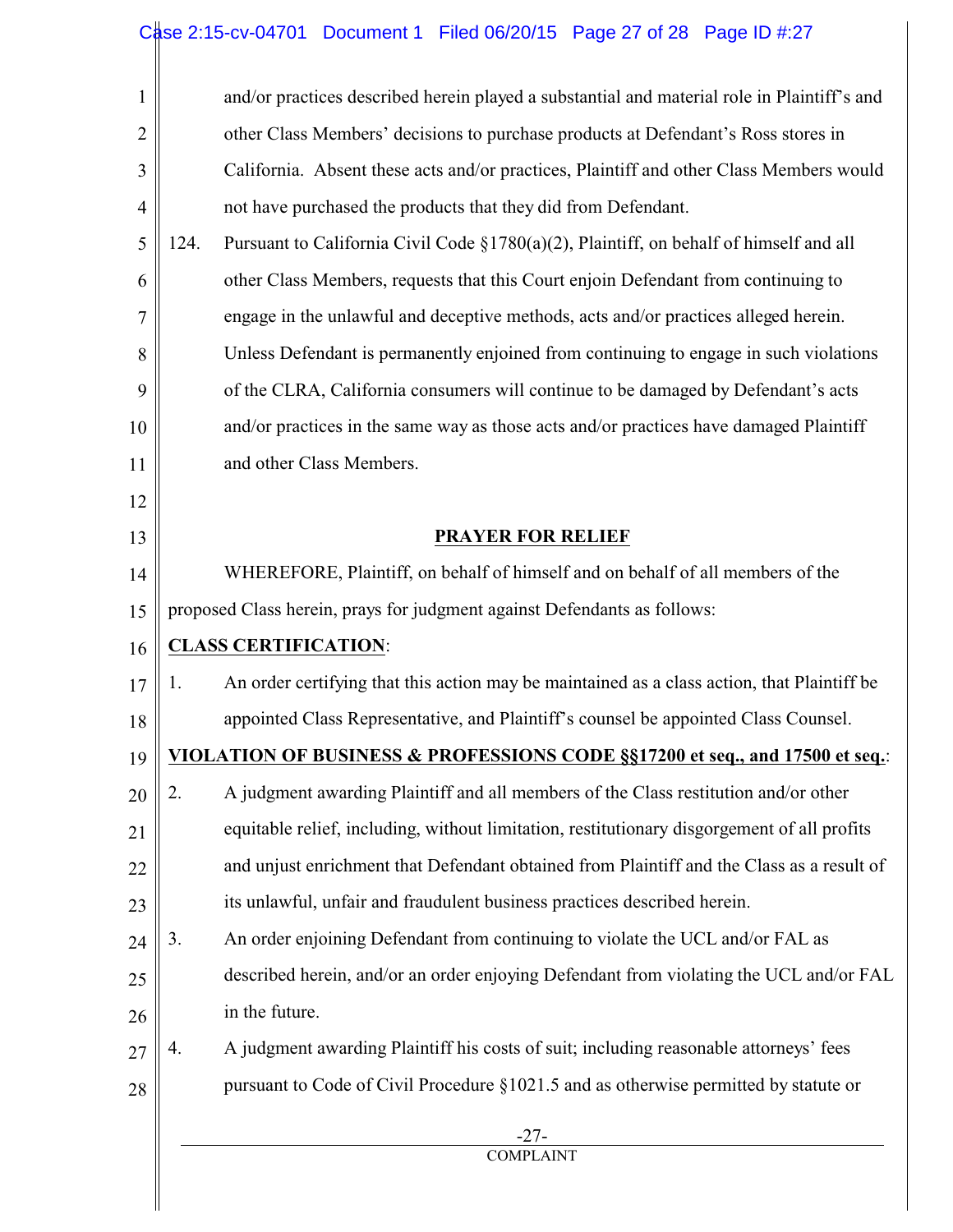and/or practices described herein played a substantial and material role in Plaintiff's and other Class Members' decisions to purchase products at Defendant's Ross stores in California. Absent these acts and/or practices, Plaintiff and other Class Members would not have purchased the products that they did from Defendant.

124. Pursuant to California Civil Code §1780(a)(2), Plaintiff, on behalf of himself and all other Class Members, requests that this Court enjoin Defendant from continuing to engage in the unlawful and deceptive methods, acts and/or practices alleged herein. Unless Defendant is permanently enjoined from continuing to engage in such violations of the CLRA, California consumers will continue to be damaged by Defendant's acts and/or practices in the same way as those acts and/or practices have damaged Plaintiff and other Class Members.

## PRAYER FOR RELIEF

WHEREFORE, Plaintiff, on behalf of himself and on behalf of all members of the proposed Class herein, prays for judgment against Defendants as follows:

**CLASS CERTIFICATION**:

1. An order certifying that this action may be maintained as a class action, that Plaintiff be appointed Class Representative, and Plaintiff's counsel be appointed Class Counsel.

**VIOLATION OF BUSINESS & PROFESSIONS CODE §§17200 et seq., and 17500 et seq.**:

2. A judgment awarding Plaintiff and all members of the Class restitution and/or other equitable relief, including, without limitation, restitutionary disgorgement of all profits and unjust enrichment that Defendant obtained from Plaintiff and the Class as a result of its unlawful, unfair and fraudulent business practices described herein.

3. An order enjoining Defendant from continuing to violate the UCL and/or FAL as described herein, and/or an order enjoying Defendant from violating the UCL and/or FAL in the future.

4. A judgment awarding Plaintiff his costs of suit; including reasonable attorneys' fees pursuant to Code of Civil Procedure §1021.5 and as otherwise permitted by statute or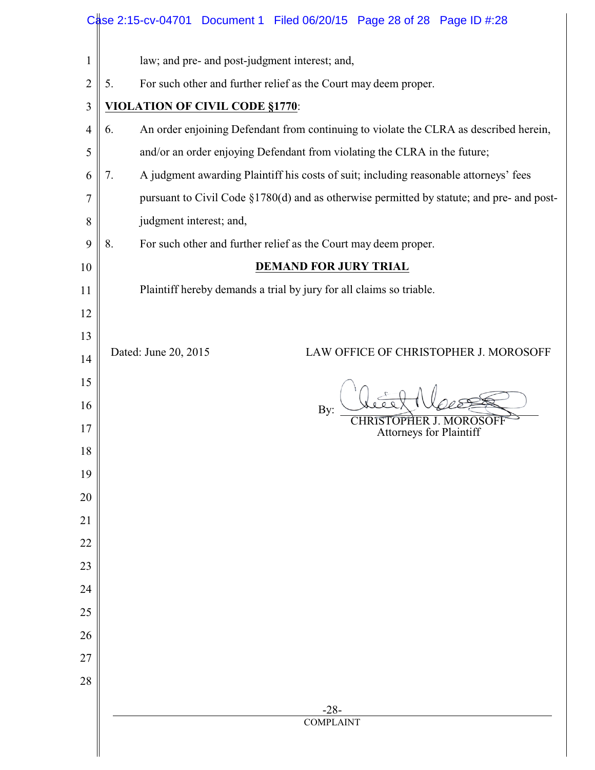law; and pre- and post-judgment interest; and,

5. For such other and further relief as the Court may deem proper.

**VIOLATION OF CIVIL CODE §1770**:

6. An order enjoining Defendant from continuing to violate the CLRA as described herein, and/or an order enjoying Defendant from violating the CLRA in the future;

7. A judgment awarding Plaintiff his costs of suit; including reasonable attorneys' fees pursuant to Civil Code §1780(d) and as otherwise permitted by statute; and pre- and post-judgment interest; and,

8. For such other and further relief as the Court may deem proper.

**DEMAND FOR JURY TRIAL**

Plaintiff hereby demands a trial by jury for all claims so triable.

Dated: June 20, 2015

LAW OFFICE OF CHRISTOPHER J. MOROSOFF

By: ______________________
CHRISTOPHER J. MOROSOFF
Attorneys for Plaintiff

COMPLAINT